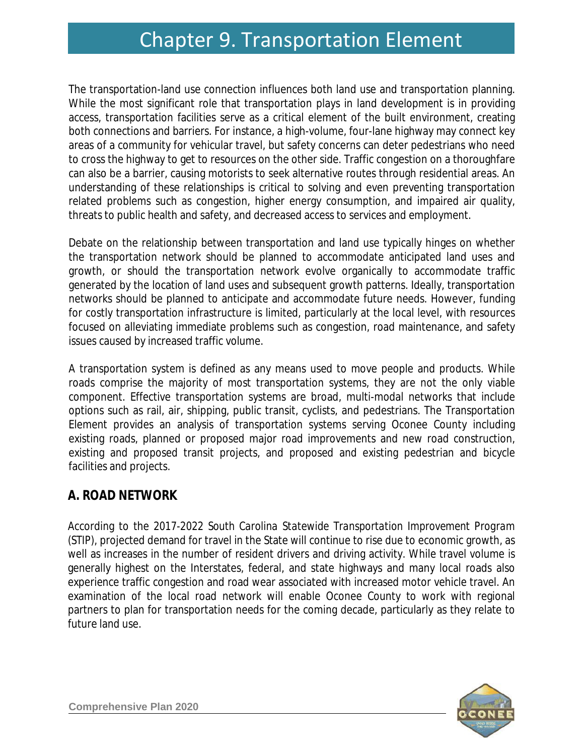# Chapter 9. Transportation Element

The transportation-land use connection influences both land use and transportation planning. While the most significant role that transportation plays in land development is in providing access, transportation facilities serve as a critical element of the built environment, creating both connections and barriers. For instance, a high-volume, four-lane highway may connect key areas of a community for vehicular travel, but safety concerns can deter pedestrians who need to cross the highway to get to resources on the other side. Traffic congestion on a thoroughfare can also be a barrier, causing motorists to seek alternative routes through residential areas. An understanding of these relationships is critical to solving and even preventing transportation related problems such as congestion, higher energy consumption, and impaired air quality, threats to public health and safety, and decreased access to services and employment.

Debate on the relationship between transportation and land use typically hinges on whether the transportation network should be planned to accommodate anticipated land uses and growth, or should the transportation network evolve organically to accommodate traffic generated by the location of land uses and subsequent growth patterns. Ideally, transportation networks should be planned to anticipate and accommodate future needs. However, funding for costly transportation infrastructure is limited, particularly at the local level, with resources focused on alleviating immediate problems such as congestion, road maintenance, and safety issues caused by increased traffic volume.

A transportation system is defined as any means used to move people and products. While roads comprise the majority of most transportation systems, they are not the only viable component. Effective transportation systems are broad, multi-modal networks that include options such as rail, air, shipping, public transit, cyclists, and pedestrians. The Transportation Element provides an analysis of transportation systems serving Oconee County including existing roads, planned or proposed major road improvements and new road construction, existing and proposed transit projects, and proposed and existing pedestrian and bicycle facilities and projects.

## A. ROAD NETWORK

According to the *2017-2022 South Carolina Statewide Transportation Improvement Program* (STIP), projected demand for travel in the State will continue to rise due to economic growth, as well as increases in the number of resident drivers and driving activity. While travel volume is generally highest on the Interstates, federal, and state highways and many local roads also experience traffic congestion and road wear associated with increased motor vehicle travel. An examination of the local road network will enable Oconee County to work with regional partners to plan for transportation needs for the coming decade, particularly as they relate to future land use.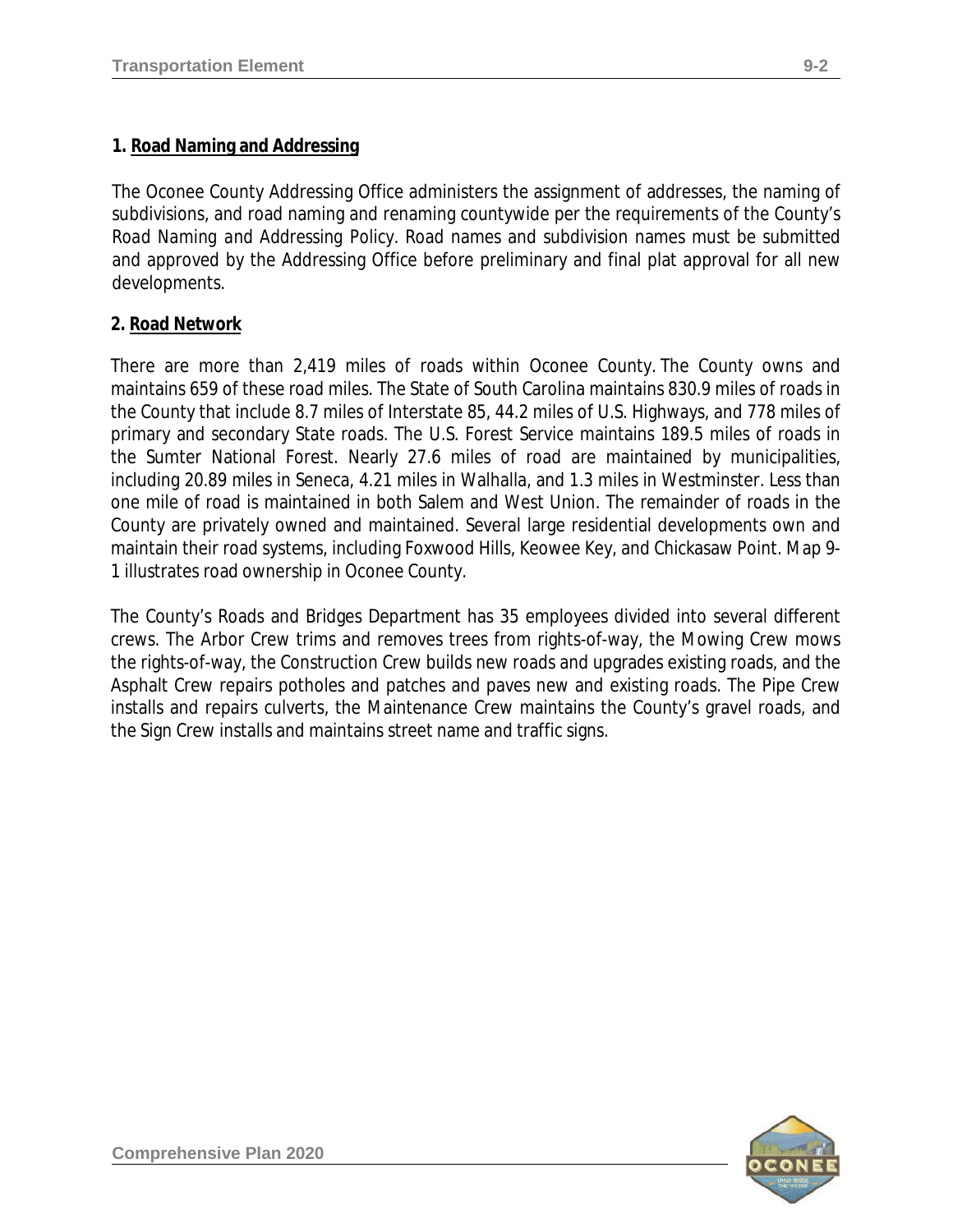**1. Road Naming and Addressing**

The Oconee County Addressing Office administers the assignment of addresses, the naming of subdivisions, and road naming and renaming countywide per the requirements of the County's Road Naming and Addressing Policy. Road names and subdivision names must be submitted and approved by the Addressing Office before preliminary and final plat approval for all new developments.

**2. Road Network**

There are more than 2,419 miles of roads within Oconee County. The County owns and maintains 659 of these road miles. The State of South Carolina maintains 830.9 miles of roads in the County that include 8.7 miles of Interstate 85, 44.2 miles of U.S. Highways, and 778 miles of primary and secondary State roads. The U.S. Forest Service maintains 189.5 miles of roads in the Sumter National Forest. Nearly 27.6 miles of road are maintained by municipalities, including 20.89 miles in Seneca, 4.21 miles in Walhalla, and 1.3 miles in Westminster. Less than one mile of road is maintained in both Salem and West Union. The remainder of roads in the County are privately owned and maintained. Several large residential developments own and maintain their road systems, including Foxwood Hills, Keowee Key, and Chickasaw Point. Map 9-1 illustrates road ownership in Oconee County.

The County's Roads and Bridges Department has 35 employees divided into several different crews. The Arbor Crew trims and removes trees from rights-of-way, the Mowing Crew mows the rights-of-way, the Construction Crew builds new roads and upgrades existing roads, and the Asphalt Crew repairs potholes and patches and paves new and existing roads. The Pipe Crew installs and repairs culverts, the Maintenance Crew maintains the County's gravel roads, and the Sign Crew installs and maintains street name and traffic signs.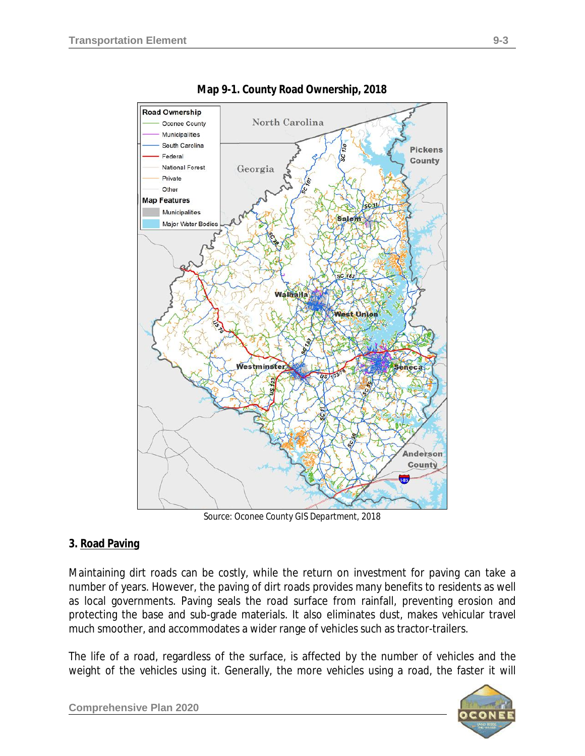**Map 9-1. County Road Ownership, 2018**

Source: Oconee County GIS Department, 2018

### 3. Road Paving

Maintaining dirt roads can be costly, while the return on investment for paving can take a number of years. However, the paving of dirt roads provides many benefits to residents as well as local governments. Paving seals the road surface from rainfall, preventing erosion and protecting the base and sub-grade materials. It also eliminates dust, makes vehicular travel much smoother, and accommodates a wider range of vehicles such as tractor-trailers.

The life of a road, regardless of the surface, is affected by the number of vehicles and the weight of the vehicles using it. Generally, the more vehicles using a road, the faster it will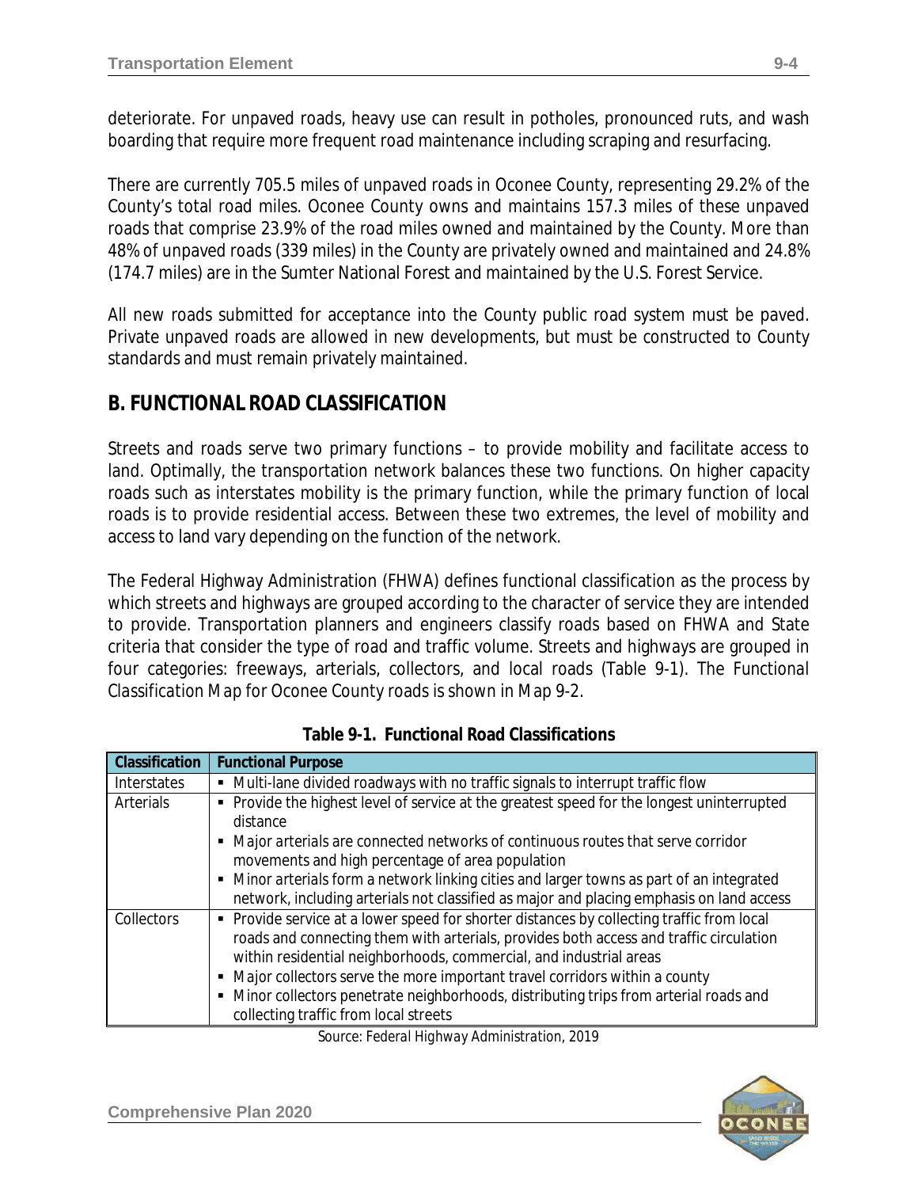deteriorate. For unpaved roads, heavy use can result in potholes, pronounced ruts, and wash boarding that require more frequent road maintenance including scraping and resurfacing.

There are currently 705.5 miles of unpaved roads in Oconee County, representing 29.2% of the County's total road miles. Oconee County owns and maintains 157.3 miles of these unpaved roads that comprise 23.9% of the road miles owned and maintained by the County. More than 48% of unpaved roads (339 miles) in the County are privately owned and maintained and 24.8% (174.7 miles) are in the Sumter National Forest and maintained by the U.S. Forest Service.

All new roads submitted for acceptance into the County public road system must be paved. Private unpaved roads are allowed in new developments, but must be constructed to County standards and must remain privately maintained.

## B. FUNCTIONAL ROAD CLASSIFICATION

Streets and roads serve two primary functions – to provide mobility and facilitate access to land. Optimally, the transportation network balances these two functions. On higher capacity roads such as interstates mobility is the primary function, while the primary function of local roads is to provide residential access. Between these two extremes, the level of mobility and access to land vary depending on the function of the network.

The Federal Highway Administration (FHWA) defines functional classification as the process by which streets and highways are grouped according to the character of service they are intended to provide. Transportation planners and engineers classify roads based on FHWA and State criteria that consider the type of road and traffic volume. Streets and highways are grouped in four categories: freeways, arterials, collectors, and local roads (Table 9-1). The *Functional Classification Map* for Oconee County roads is shown in Map 9-2.

**Table 9-1. Functional Road Classifications**

| Classification | Functional Purpose |
|---|---|
| Interstates | ▪ Multi-lane divided roadways with no traffic signals to interrupt traffic flow |
| Arterials | ▪ Provide the highest level of service at the greatest speed for the longest uninterrupted distance<br>▪ Major arterials are connected networks of continuous routes that serve corridor movements and high percentage of area population<br>▪ Minor arterials form a network linking cities and larger towns as part of an integrated network, including arterials not classified as major and placing emphasis on land access |
| Collectors | ▪ Provide service at a lower speed for shorter distances by collecting traffic from local roads and connecting them with arterials, provides both access and traffic circulation within residential neighborhoods, commercial, and industrial areas<br>▪ Major collectors serve the more important travel corridors within a county<br>▪ Minor collectors penetrate neighborhoods, distributing trips from arterial roads and collecting traffic from local streets |

*Source: Federal Highway Administration, 2019*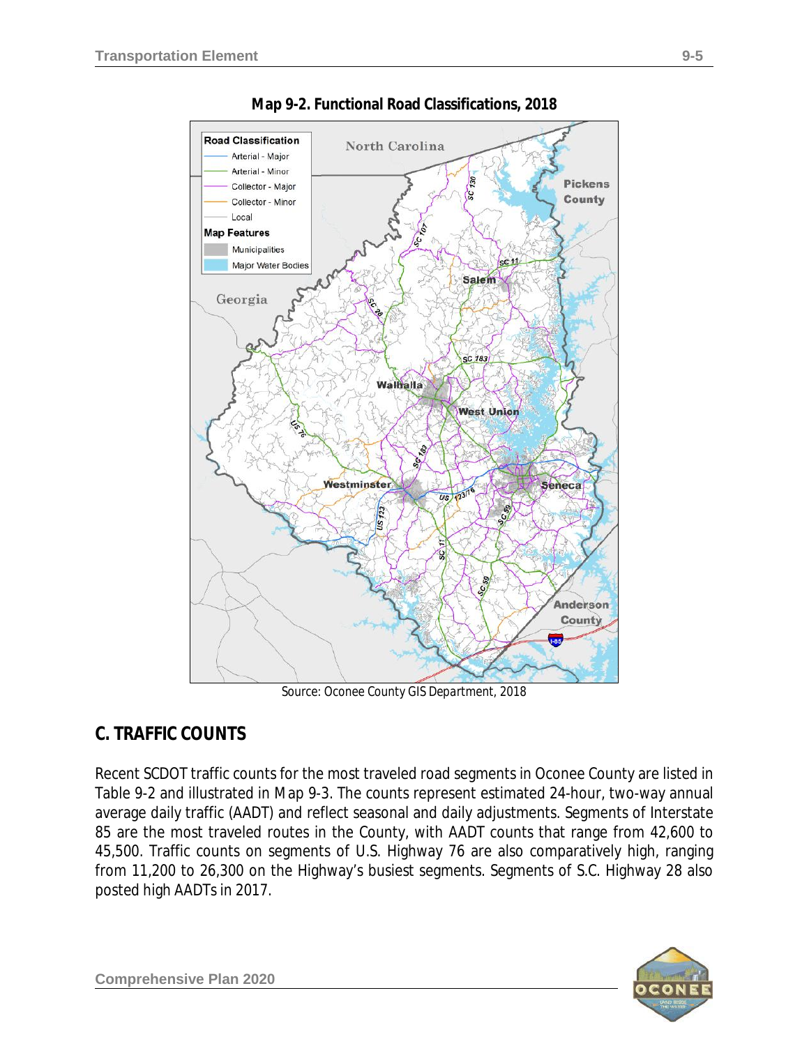**Map 9-2. Functional Road Classifications, 2018**

Source: Oconee County GIS Department, 2018

## C. TRAFFIC COUNTS

Recent SCDOT traffic counts for the most traveled road segments in Oconee County are listed in Table 9-2 and illustrated in Map 9-3. The counts represent estimated 24-hour, two-way annual average daily traffic (AADT) and reflect seasonal and daily adjustments. Segments of Interstate 85 are the most traveled routes in the County, with AADT counts that range from 42,600 to 45,500. Traffic counts on segments of U.S. Highway 76 are also comparatively high, ranging from 11,200 to 26,300 on the Highway's busiest segments. Segments of S.C. Highway 28 also posted high AADTs in 2017.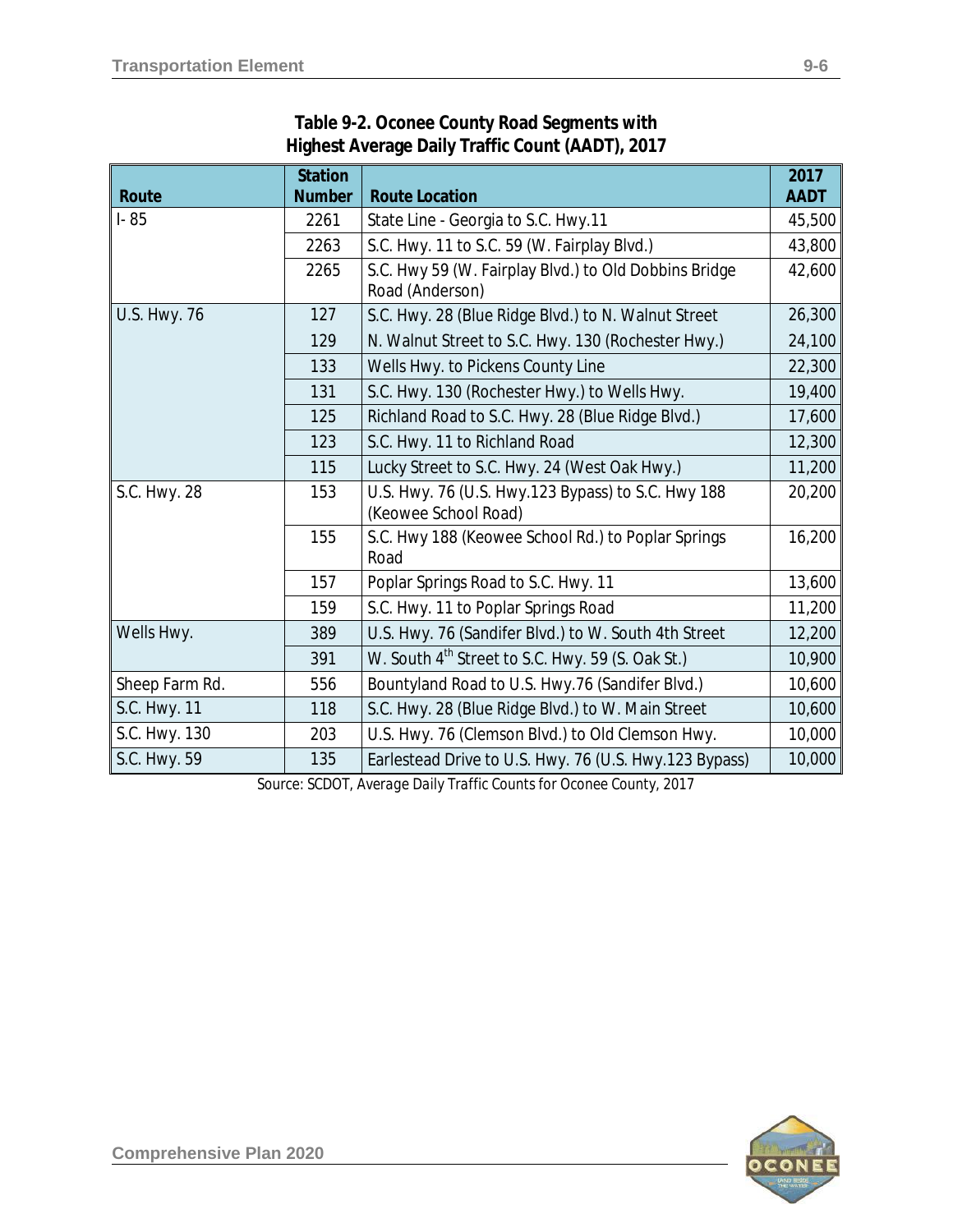**Table 9-2. Oconee County Road Segments with Highest Average Daily Traffic Count (AADT), 2017**

| Route | Station Number | Route Location | 2017 AADT |
|---|---|---|---|
| I- 85 | 2261 | State Line - Georgia to S.C. Hwy.11 | 45,500 |
| | 2263 | S.C. Hwy. 11 to S.C. 59 (W. Fairplay Blvd.) | 43,800 |
| | 2265 | S.C. Hwy 59 (W. Fairplay Blvd.) to Old Dobbins Bridge Road (Anderson) | 42,600 |
| U.S. Hwy. 76 | 127 | S.C. Hwy. 28 (Blue Ridge Blvd.) to N. Walnut Street | 26,300 |
| | 129 | N. Walnut Street to S.C. Hwy. 130 (Rochester Hwy.) | 24,100 |
| | 133 | Wells Hwy. to Pickens County Line | 22,300 |
| | 131 | S.C. Hwy. 130 (Rochester Hwy.) to Wells Hwy. | 19,400 |
| | 125 | Richland Road to S.C. Hwy. 28 (Blue Ridge Blvd.) | 17,600 |
| | 123 | S.C. Hwy. 11 to Richland Road | 12,300 |
| | 115 | Lucky Street to S.C. Hwy. 24 (West Oak Hwy.) | 11,200 |
| S.C. Hwy. 28 | 153 | U.S. Hwy. 76 (U.S. Hwy.123 Bypass) to S.C. Hwy 188 (Keowee School Road) | 20,200 |
| | 155 | S.C. Hwy 188 (Keowee School Rd.) to Poplar Springs Road | 16,200 |
| | 157 | Poplar Springs Road to S.C. Hwy. 11 | 13,600 |
| | 159 | S.C. Hwy. 11 to Poplar Springs Road | 11,200 |
| Wells Hwy. | 389 | U.S. Hwy. 76 (Sandifer Blvd.) to W. South 4th Street | 12,200 |
| | 391 | W. South 4th Street to S.C. Hwy. 59 (S. Oak St.) | 10,900 |
| Sheep Farm Rd. | 556 | Bountyland Road to U.S. Hwy.76 (Sandifer Blvd.) | 10,600 |
| S.C. Hwy. 11 | 118 | S.C. Hwy. 28 (Blue Ridge Blvd.) to W. Main Street | 10,600 |
| S.C. Hwy. 130 | 203 | U.S. Hwy. 76 (Clemson Blvd.) to Old Clemson Hwy. | 10,000 |
| S.C. Hwy. 59 | 135 | Earlestead Drive to U.S. Hwy. 76 (U.S. Hwy.123 Bypass) | 10,000 |

Source: SCDOT, Average Daily Traffic Counts for Oconee County, 2017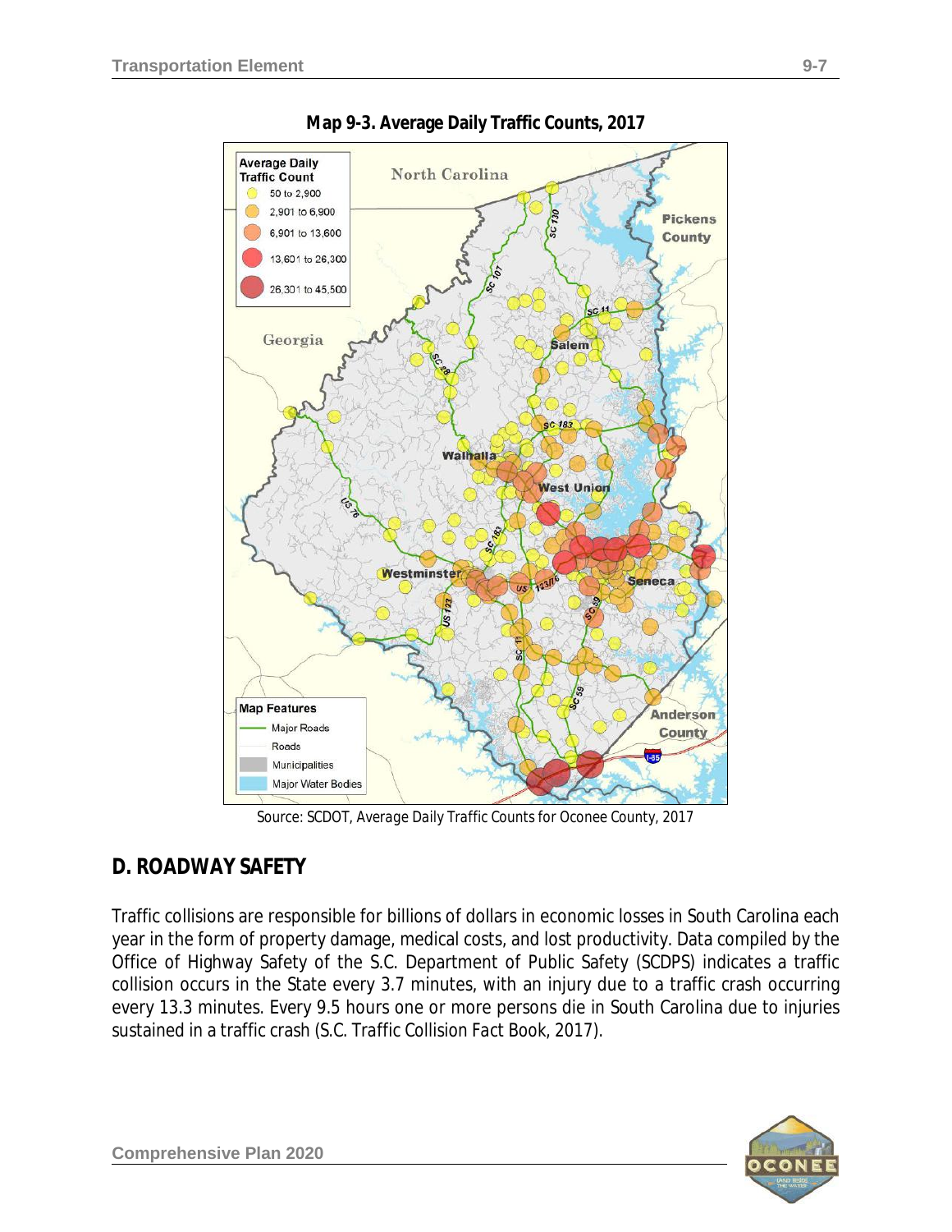**Map 9-3. Average Daily Traffic Counts, 2017**

Source: SCDOT, Average Daily Traffic Counts for Oconee County, 2017

## D. ROADWAY SAFETY

Traffic collisions are responsible for billions of dollars in economic losses in South Carolina each year in the form of property damage, medical costs, and lost productivity. Data compiled by the Office of Highway Safety of the S.C. Department of Public Safety (SCDPS) indicates a traffic collision occurs in the State every 3.7 minutes, with an injury due to a traffic crash occurring every 13.3 minutes. Every 9.5 hours one or more persons die in South Carolina due to injuries sustained in a traffic crash (S.C. Traffic Collision Fact Book, 2017).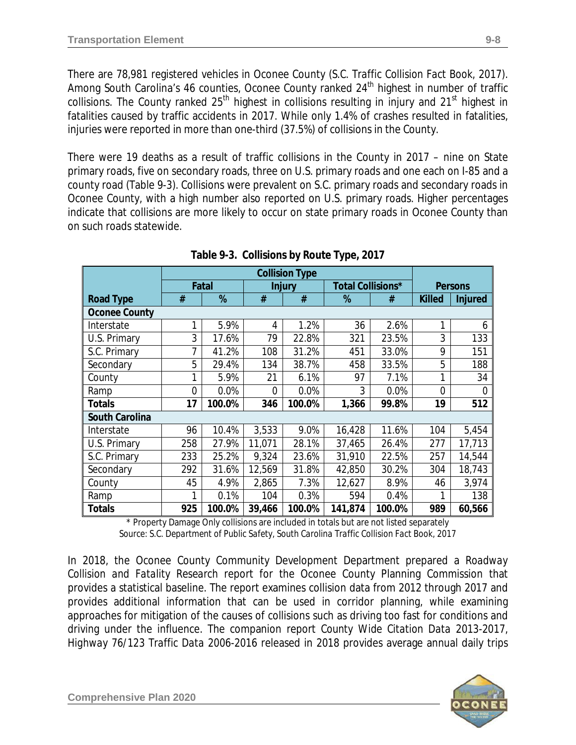There are 78,981 registered vehicles in Oconee County (S.C. Traffic Collision Fact Book, 2017). Among South Carolina's 46 counties, Oconee County ranked 24th highest in number of traffic collisions. The County ranked 25th highest in collisions resulting in injury and 21st highest in fatalities caused by traffic accidents in 2017. While only 1.4% of crashes resulted in fatalities, injuries were reported in more than one-third (37.5%) of collisions in the County.

There were 19 deaths as a result of traffic collisions in the County in 2017 – nine on State primary roads, five on secondary roads, three on U.S. primary roads and one each on I-85 and a county road (Table 9-3). Collisions were prevalent on S.C. primary roads and secondary roads in Oconee County, with a high number also reported on U.S. primary roads. Higher percentages indicate that collisions are more likely to occur on state primary roads in Oconee County than on such roads statewide.

**Table 9-3. Collisions by Route Type, 2017**

| | Collision Type | | | | | | | |
|---|---|---|---|---|---|---|---|---|
| | Fatal | | Injury | | Total Collisions* | | Persons | |
| **Road Type** | **#** | **%** | **#** | **#** | **%** | **#** | **Killed** | **Injured** |
| **Oconee County** | | | | | | | | |
| Interstate | 1 | 5.9% | 4 | 1.2% | 36 | 2.6% | 1 | 6 |
| U.S. Primary | 3 | 17.6% | 79 | 22.8% | 321 | 23.5% | 3 | 133 |
| S.C. Primary | 7 | 41.2% | 108 | 31.2% | 451 | 33.0% | 9 | 151 |
| Secondary | 5 | 29.4% | 134 | 38.7% | 458 | 33.5% | 5 | 188 |
| County | 1 | 5.9% | 21 | 6.1% | 97 | 7.1% | 1 | 34 |
| Ramp | 0 | 0.0% | 0 | 0.0% | 3 | 0.0% | 0 | 0 |
| **Totals** | **17** | **100.0%** | **346** | **100.0%** | **1,366** | **99.8%** | **19** | **512** |
| **South Carolina** | | | | | | | | |
| Interstate | 96 | 10.4% | 3,533 | 9.0% | 16,428 | 11.6% | 104 | 5,454 |
| U.S. Primary | 258 | 27.9% | 11,071 | 28.1% | 37,465 | 26.4% | 277 | 17,713 |
| S.C. Primary | 233 | 25.2% | 9,324 | 23.6% | 31,910 | 22.5% | 257 | 14,544 |
| Secondary | 292 | 31.6% | 12,569 | 31.8% | 42,850 | 30.2% | 304 | 18,743 |
| County | 45 | 4.9% | 2,865 | 7.3% | 12,627 | 8.9% | 46 | 3,974 |
| Ramp | 1 | 0.1% | 104 | 0.3% | 594 | 0.4% | 1 | 138 |
| **Totals** | **925** | **100.0%** | **39,466** | **100.0%** | **141,874** | **100.0%** | **989** | **60,566** |

\* Property Damage Only collisions are included in totals but are not listed separately
Source: S.C. Department of Public Safety, *South Carolina Traffic Collision Fact Book, 2017*

In 2018, the Oconee County Community Development Department prepared a *Roadway Collision and Fatality Research* report for the Oconee County Planning Commission that provides a statistical baseline. The report examines collision data from 2012 through 2017 and provides additional information that can be used in corridor planning, while examining approaches for mitigation of the causes of collisions such as driving too fast for conditions and driving under the influence. The companion report *County Wide Citation Data 2013-2017, Highway 76/123 Traffic Data 2006-2016* released in 2018 provides average annual daily trips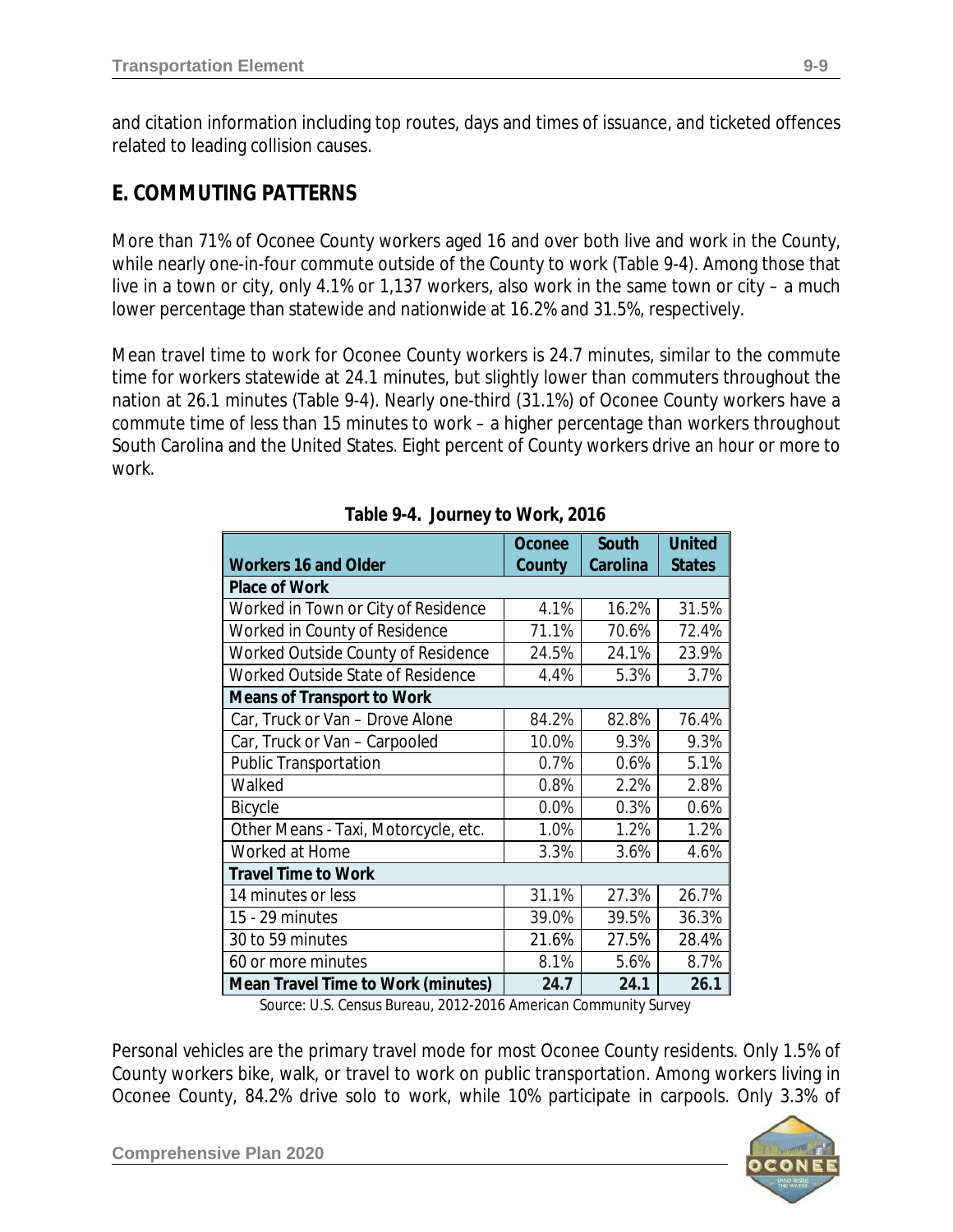and citation information including top routes, days and times of issuance, and ticketed offences related to leading collision causes.

## E. COMMUTING PATTERNS

More than 71% of Oconee County workers aged 16 and over both live and work in the County, while nearly one-in-four commute outside of the County to work (Table 9-4). Among those that live in a town or city, only 4.1% or 1,137 workers, also work in the same town or city – a much lower percentage than statewide and nationwide at 16.2% and 31.5%, respectively.

Mean travel time to work for Oconee County workers is 24.7 minutes, similar to the commute time for workers statewide at 24.1 minutes, but slightly lower than commuters throughout the nation at 26.1 minutes (Table 9-4). Nearly one-third (31.1%) of Oconee County workers have a commute time of less than 15 minutes to work – a higher percentage than workers throughout South Carolina and the United States. Eight percent of County workers drive an hour or more to work.

**Table 9-4. Journey to Work, 2016**

| Workers 16 and Older | Oconee County | South Carolina | United States |
|---|---|---|---|
| **Place of Work** | | | |
| Worked in Town or City of Residence | 4.1% | 16.2% | 31.5% |
| Worked in County of Residence | 71.1% | 70.6% | 72.4% |
| Worked Outside County of Residence | 24.5% | 24.1% | 23.9% |
| Worked Outside State of Residence | 4.4% | 5.3% | 3.7% |
| **Means of Transport to Work** | | | |
| Car, Truck or Van – Drove Alone | 84.2% | 82.8% | 76.4% |
| Car, Truck or Van – Carpooled | 10.0% | 9.3% | 9.3% |
| Public Transportation | 0.7% | 0.6% | 5.1% |
| Walked | 0.8% | 2.2% | 2.8% |
| Bicycle | 0.0% | 0.3% | 0.6% |
| Other Means - Taxi, Motorcycle, etc. | 1.0% | 1.2% | 1.2% |
| Worked at Home | 3.3% | 3.6% | 4.6% |
| **Travel Time to Work** | | | |
| 14 minutes or less | 31.1% | 27.3% | 26.7% |
| 15 - 29 minutes | 39.0% | 39.5% | 36.3% |
| 30 to 59 minutes | 21.6% | 27.5% | 28.4% |
| 60 or more minutes | 8.1% | 5.6% | 8.7% |
| **Mean Travel Time to Work (minutes)** | **24.7** | **24.1** | **26.1** |

*Source: U.S. Census Bureau, 2012-2016 American Community Survey*

Personal vehicles are the primary travel mode for most Oconee County residents. Only 1.5% of County workers bike, walk, or travel to work on public transportation. Among workers living in Oconee County, 84.2% drive solo to work, while 10% participate in carpools. Only 3.3% of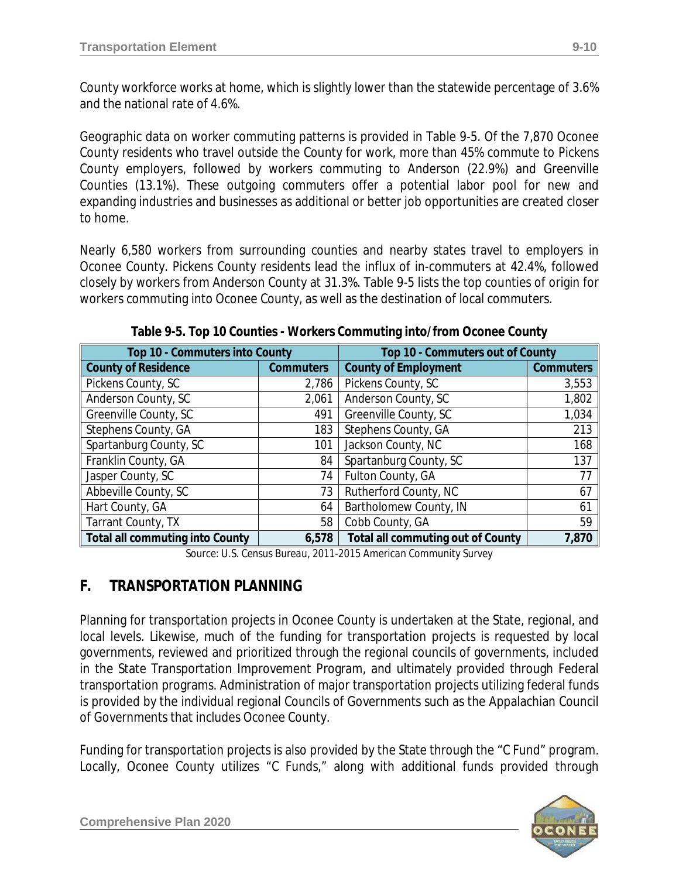County workforce works at home, which is slightly lower than the statewide percentage of 3.6% and the national rate of 4.6%.

Geographic data on worker commuting patterns is provided in Table 9-5. Of the 7,870 Oconee County residents who travel outside the County for work, more than 45% commute to Pickens County employers, followed by workers commuting to Anderson (22.9%) and Greenville Counties (13.1%). These outgoing commuters offer a potential labor pool for new and expanding industries and businesses as additional or better job opportunities are created closer to home.

Nearly 6,580 workers from surrounding counties and nearby states travel to employers in Oconee County. Pickens County residents lead the influx of in-commuters at 42.4%, followed closely by workers from Anderson County at 31.3%. Table 9-5 lists the top counties of origin for workers commuting into Oconee County, as well as the destination of local commuters.

**Table 9-5. Top 10 Counties - Workers Commuting into/from Oconee County**

| Top 10 - Commuters into County | | Top 10 - Commuters out of County | |
|---|---|---|---|
| **County of Residence** | **Commuters** | **County of Employment** | **Commuters** |
| Pickens County, SC | 2,786 | Pickens County, SC | 3,553 |
| Anderson County, SC | 2,061 | Anderson County, SC | 1,802 |
| Greenville County, SC | 491 | Greenville County, SC | 1,034 |
| Stephens County, GA | 183 | Stephens County, GA | 213 |
| Spartanburg County, SC | 101 | Jackson County, NC | 168 |
| Franklin County, GA | 84 | Spartanburg County, SC | 137 |
| Jasper County, SC | 74 | Fulton County, GA | 77 |
| Abbeville County, SC | 73 | Rutherford County, NC | 67 |
| Hart County, GA | 64 | Bartholomew County, IN | 61 |
| Tarrant County, TX | 58 | Cobb County, GA | 59 |
| **Total all commuting into County** | **6,578** | **Total all commuting out of County** | **7,870** |

*Source: U.S. Census Bureau, 2011-2015 American Community Survey*

## F. TRANSPORTATION PLANNING

Planning for transportation projects in Oconee County is undertaken at the State, regional, and local levels. Likewise, much of the funding for transportation projects is requested by local governments, reviewed and prioritized through the regional councils of governments, included in the State Transportation Improvement Program, and ultimately provided through Federal transportation programs. Administration of major transportation projects utilizing federal funds is provided by the individual regional Councils of Governments such as the Appalachian Council of Governments that includes Oconee County.

Funding for transportation projects is also provided by the State through the "C Fund" program. Locally, Oconee County utilizes "C Funds," along with additional funds provided through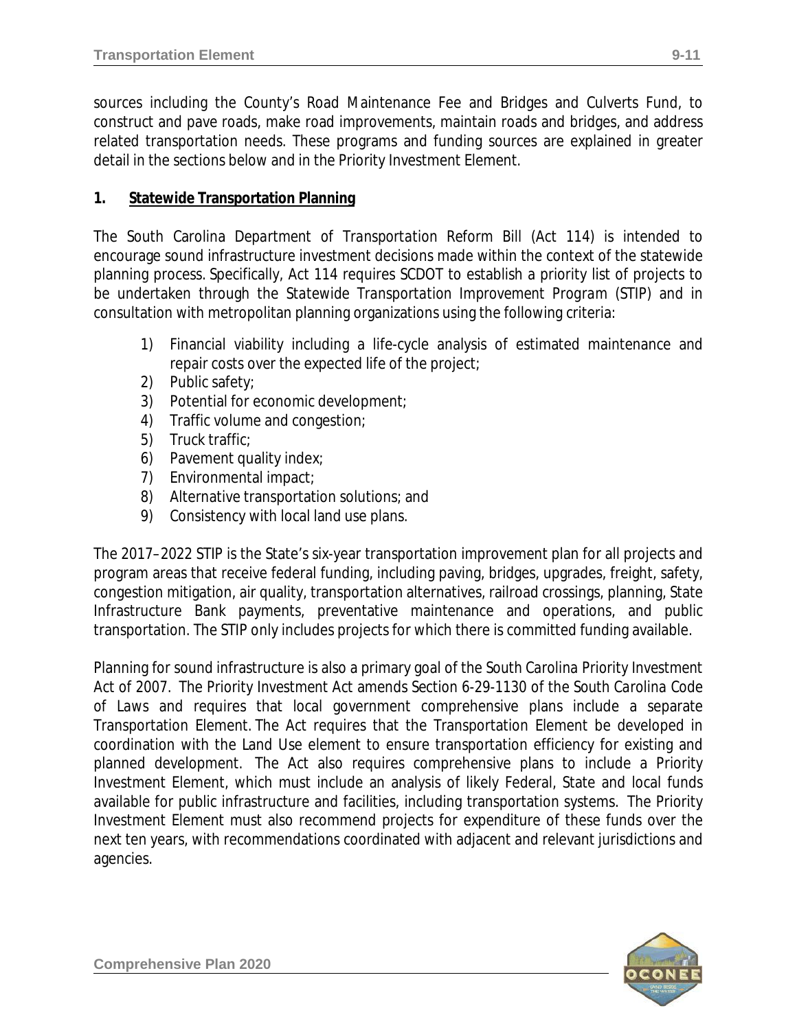sources including the County's Road Maintenance Fee and Bridges and Culverts Fund, to construct and pave roads, make road improvements, maintain roads and bridges, and address related transportation needs. These programs and funding sources are explained in greater detail in the sections below and in the Priority Investment Element.

## 1. Statewide Transportation Planning

The *South Carolina Department of Transportation Reform Bill (Act 114)* is intended to encourage sound infrastructure investment decisions made within the context of the statewide planning process. Specifically, Act 114 requires SCDOT to establish a priority list of projects to be undertaken through the *Statewide Transportation Improvement Program* (STIP) and in consultation with metropolitan planning organizations using the following criteria:

1) Financial viability including a life-cycle analysis of estimated maintenance and repair costs over the expected life of the project;
2) Public safety;
3) Potential for economic development;
4) Traffic volume and congestion;
5) Truck traffic;
6) Pavement quality index;
7) Environmental impact;
8) Alternative transportation solutions; and
9) Consistency with local land use plans.

The 2017–2022 STIP is the State's six-year transportation improvement plan for all projects and program areas that receive federal funding, including paving, bridges, upgrades, freight, safety, congestion mitigation, air quality, transportation alternatives, railroad crossings, planning, State Infrastructure Bank payments, preventative maintenance and operations, and public transportation. The STIP only includes projects for which there is committed funding available.

Planning for sound infrastructure is also a primary goal of the South Carolina Priority Investment Act of 2007. The Priority Investment Act amends Section 6-29-1130 of the *South Carolina Code of Laws* and requires that local government comprehensive plans include a separate Transportation Element. The Act requires that the Transportation Element be developed in coordination with the Land Use element to ensure transportation efficiency for existing and planned development. The Act also requires comprehensive plans to include a Priority Investment Element, which must include an analysis of likely Federal, State and local funds available for public infrastructure and facilities, including transportation systems. The Priority Investment Element must also recommend projects for expenditure of these funds over the next ten years, with recommendations coordinated with adjacent and relevant jurisdictions and agencies.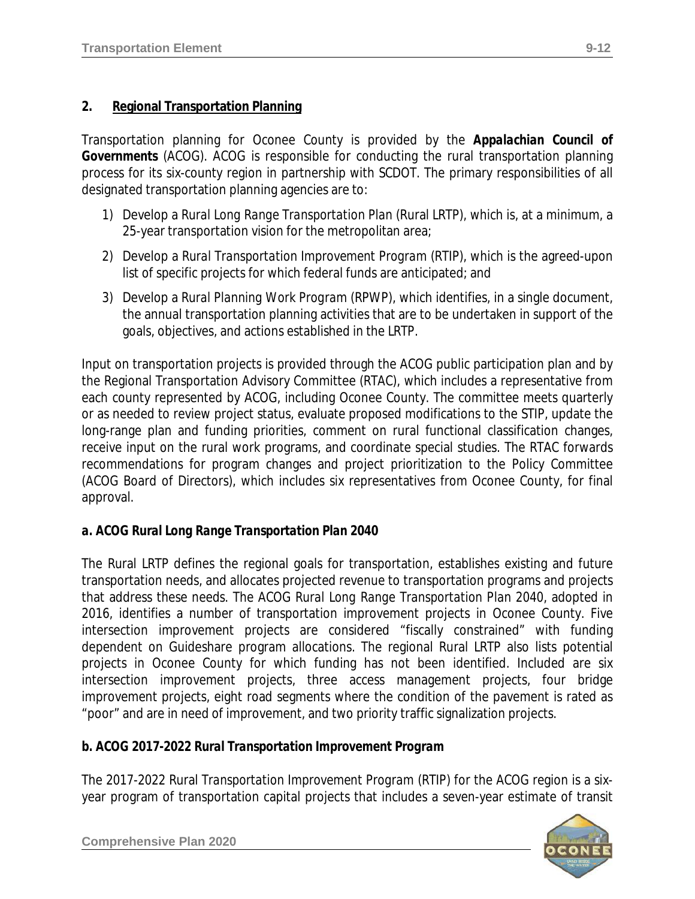## 2. Regional Transportation Planning

Transportation planning for Oconee County is provided by the **Appalachian Council of Governments** (ACOG). ACOG is responsible for conducting the rural transportation planning process for its six-county region in partnership with SCDOT. The primary responsibilities of all designated transportation planning agencies are to:

1) Develop a *Rural Long Range Transportation Plan* (Rural LRTP), which is, at a minimum, a 25-year transportation vision for the metropolitan area;
2) Develop a *Rural Transportation Improvement Program* (RTIP), which is the agreed-upon list of specific projects for which federal funds are anticipated; and
3) Develop a *Rural Planning Work Program* (RPWP), which identifies, in a single document, the annual transportation planning activities that are to be undertaken in support of the goals, objectives, and actions established in the LRTP.

Input on transportation projects is provided through the ACOG public participation plan and by the Regional Transportation Advisory Committee (RTAC), which includes a representative from each county represented by ACOG, including Oconee County. The committee meets quarterly or as needed to review project status, evaluate proposed modifications to the STIP, update the long-range plan and funding priorities, comment on rural functional classification changes, receive input on the rural work programs, and coordinate special studies. The RTAC forwards recommendations for program changes and project prioritization to the Policy Committee (ACOG Board of Directors), which includes six representatives from Oconee County, for final approval.

### a. ACOG Rural Long Range Transportation Plan 2040

The Rural LRTP defines the regional goals for transportation, establishes existing and future transportation needs, and allocates projected revenue to transportation programs and projects that address these needs. The *ACOG Rural Long Range Transportation Plan 2040*, adopted in 2016, identifies a number of transportation improvement projects in Oconee County. Five intersection improvement projects are considered "fiscally constrained" with funding dependent on Guideshare program allocations. The regional Rural LRTP also lists potential projects in Oconee County for which funding has not been identified. Included are six intersection improvement projects, three access management projects, four bridge improvement projects, eight road segments where the condition of the pavement is rated as "poor" and are in need of improvement, and two priority traffic signalization projects.

### b. ACOG 2017-2022 Rural Transportation Improvement Program

The *2017-2022 Rural Transportation Improvement Program* (RTIP) for the ACOG region is a six-year program of transportation capital projects that includes a seven-year estimate of transit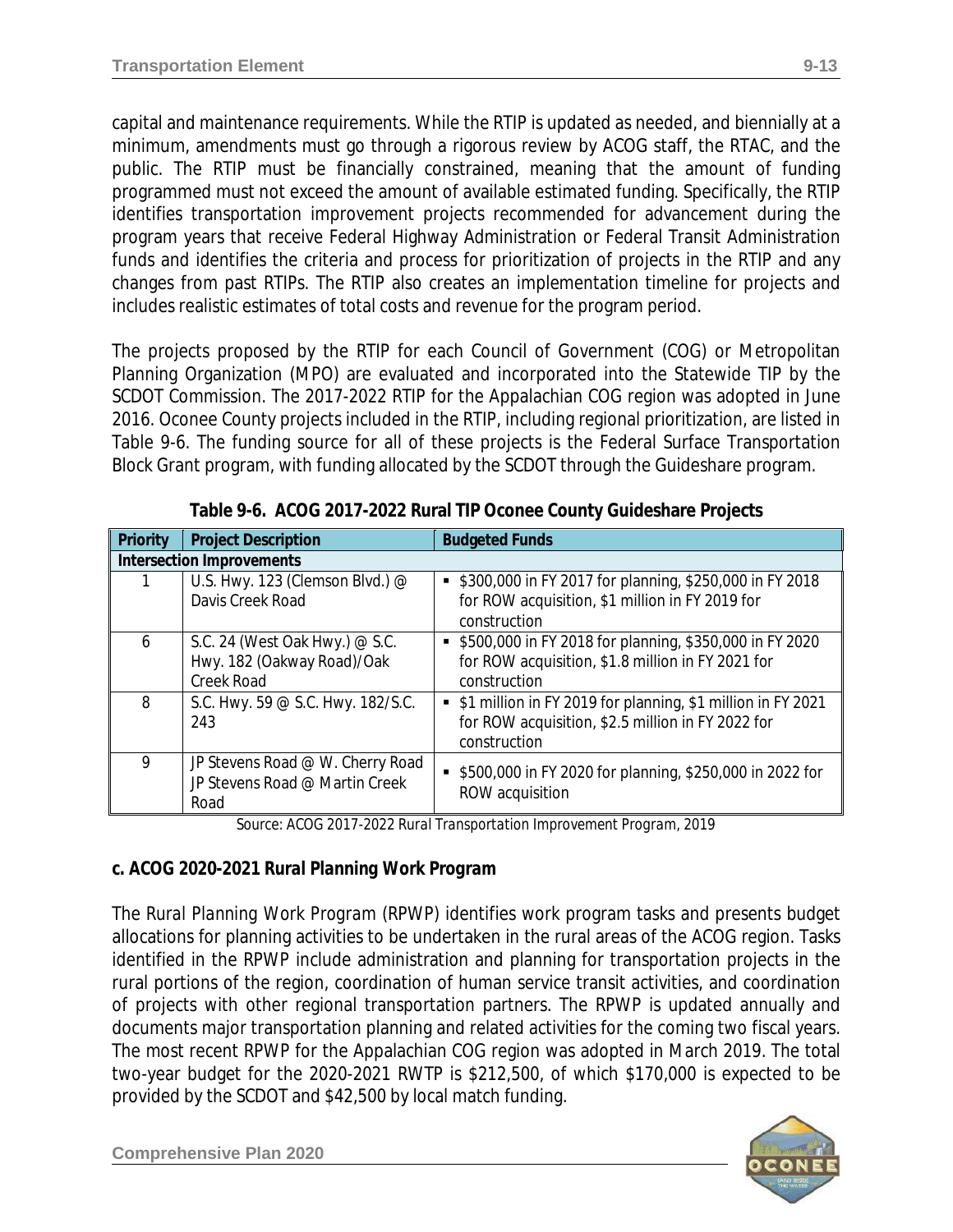capital and maintenance requirements. While the RTIP is updated as needed, and biennially at a minimum, amendments must go through a rigorous review by ACOG staff, the RTAC, and the public. The RTIP must be financially constrained, meaning that the amount of funding programmed must not exceed the amount of available estimated funding. Specifically, the RTIP identifies transportation improvement projects recommended for advancement during the program years that receive Federal Highway Administration or Federal Transit Administration funds and identifies the criteria and process for prioritization of projects in the RTIP and any changes from past RTIPs. The RTIP also creates an implementation timeline for projects and includes realistic estimates of total costs and revenue for the program period.

The projects proposed by the RTIP for each Council of Government (COG) or Metropolitan Planning Organization (MPO) are evaluated and incorporated into the Statewide TIP by the SCDOT Commission. The 2017-2022 RTIP for the Appalachian COG region was adopted in June 2016. Oconee County projects included in the RTIP, including regional prioritization, are listed in Table 9-6. The funding source for all of these projects is the Federal Surface Transportation Block Grant program, with funding allocated by the SCDOT through the Guideshare program.

**Table 9-6. ACOG 2017-2022 Rural TIP Oconee County Guideshare Projects**

| Priority | Project Description | Budgeted Funds |
|---|---|---|
| **Intersection Improvements** | | |
| 1 | U.S. Hwy. 123 (Clemson Blvd.) @ Davis Creek Road | ▪ $300,000 in FY 2017 for planning, $250,000 in FY 2018 for ROW acquisition, $1 million in FY 2019 for construction |
| 6 | S.C. 24 (West Oak Hwy.) @ S.C. Hwy. 182 (Oakway Road)/Oak Creek Road | ▪ $500,000 in FY 2018 for planning, $350,000 in FY 2020 for ROW acquisition, $1.8 million in FY 2021 for construction |
| 8 | S.C. Hwy. 59 @ S.C. Hwy. 182/S.C. 243 | ▪ $1 million in FY 2019 for planning, $1 million in FY 2021 for ROW acquisition, $2.5 million in FY 2022 for construction |
| 9 | JP Stevens Road @ W. Cherry Road JP Stevens Road @ Martin Creek Road | ▪ $500,000 in FY 2020 for planning, $250,000 in 2022 for ROW acquisition |

*Source: ACOG 2017-2022 Rural Transportation Improvement Program, 2019*

**c. ACOG 2020-2021 Rural Planning Work Program**

The Rural Planning Work Program (RPWP) identifies work program tasks and presents budget allocations for planning activities to be undertaken in the rural areas of the ACOG region. Tasks identified in the RPWP include administration and planning for transportation projects in the rural portions of the region, coordination of human service transit activities, and coordination of projects with other regional transportation partners. The RPWP is updated annually and documents major transportation planning and related activities for the coming two fiscal years. The most recent RPWP for the Appalachian COG region was adopted in March 2019. The total two-year budget for the 2020-2021 RWTP is $212,500, of which $170,000 is expected to be provided by the SCDOT and $42,500 by local match funding.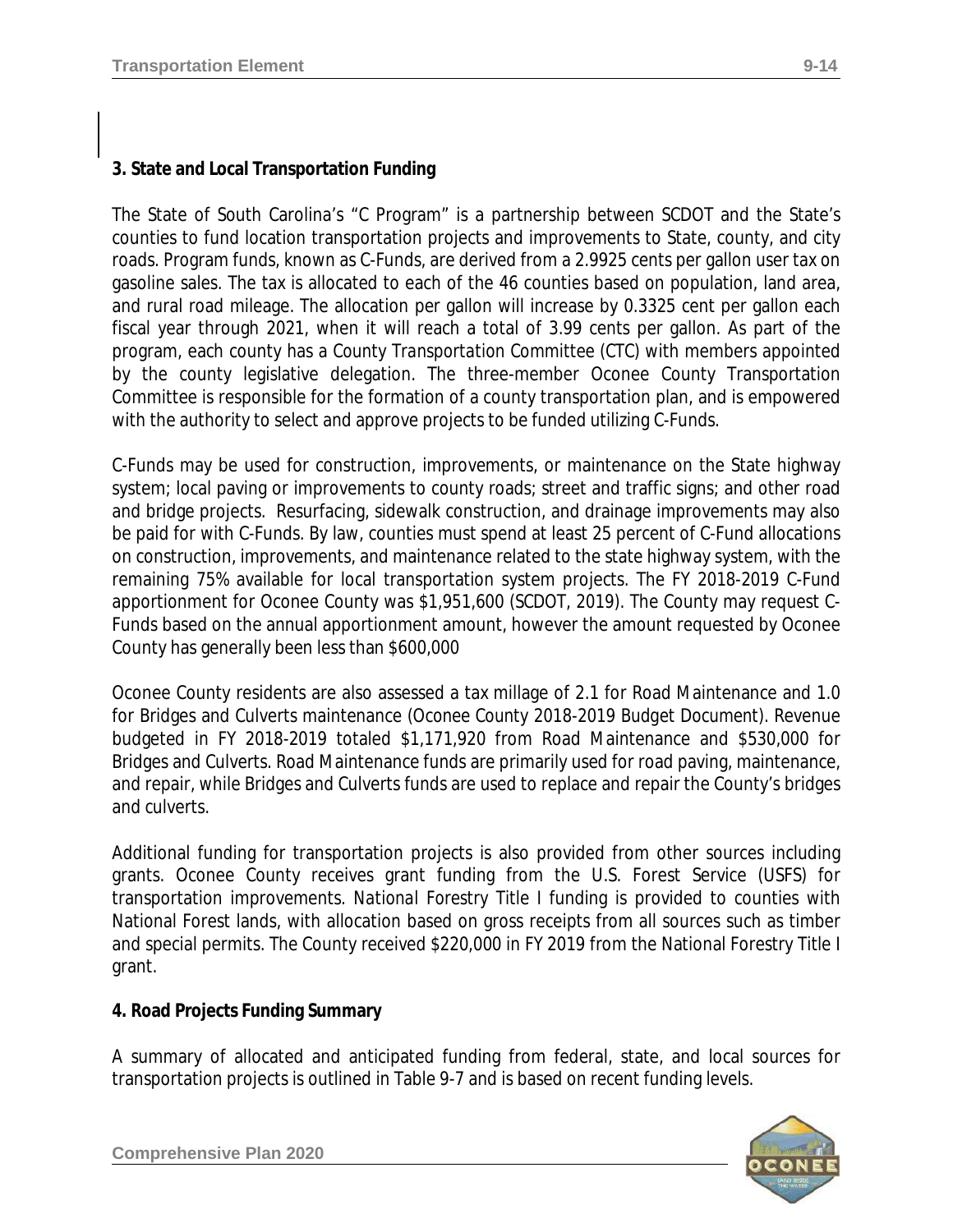### 3. State and Local Transportation Funding

The State of South Carolina's "C Program" is a partnership between SCDOT and the State's counties to fund location transportation projects and improvements to State, county, and city roads. Program funds, known as C-Funds, are derived from a 2.9925 cents per gallon user tax on gasoline sales. The tax is allocated to each of the 46 counties based on population, land area, and rural road mileage. The allocation per gallon will increase by 0.3325 cent per gallon each fiscal year through 2021, when it will reach a total of 3.99 cents per gallon. As part of the program, each county has a County Transportation Committee (CTC) with members appointed by the county legislative delegation. The three-member Oconee County Transportation Committee is responsible for the formation of a county transportation plan, and is empowered with the authority to select and approve projects to be funded utilizing C-Funds.

C-Funds may be used for construction, improvements, or maintenance on the State highway system; local paving or improvements to county roads; street and traffic signs; and other road and bridge projects. Resurfacing, sidewalk construction, and drainage improvements may also be paid for with C-Funds. By law, counties must spend at least 25 percent of C-Fund allocations on construction, improvements, and maintenance related to the state highway system, with the remaining 75% available for local transportation system projects. The FY 2018-2019 C-Fund apportionment for Oconee County was $1,951,600 (SCDOT, 2019). The County may request C-Funds based on the annual apportionment amount, however the amount requested by Oconee County has generally been less than $600,000

Oconee County residents are also assessed a tax millage of 2.1 for Road Maintenance and 1.0 for Bridges and Culverts maintenance (Oconee County 2018-2019 Budget Document). Revenue budgeted in FY 2018-2019 totaled $1,171,920 from Road Maintenance and $530,000 for Bridges and Culverts. Road Maintenance funds are primarily used for road paving, maintenance, and repair, while Bridges and Culverts funds are used to replace and repair the County's bridges and culverts.

Additional funding for transportation projects is also provided from other sources including grants. Oconee County receives grant funding from the U.S. Forest Service (USFS) for transportation improvements. National Forestry Title I funding is provided to counties with National Forest lands, with allocation based on gross receipts from all sources such as timber and special permits. The County received $220,000 in FY 2019 from the National Forestry Title I grant.

### 4. Road Projects Funding Summary

A summary of allocated and anticipated funding from federal, state, and local sources for transportation projects is outlined in Table 9-7 and is based on recent funding levels.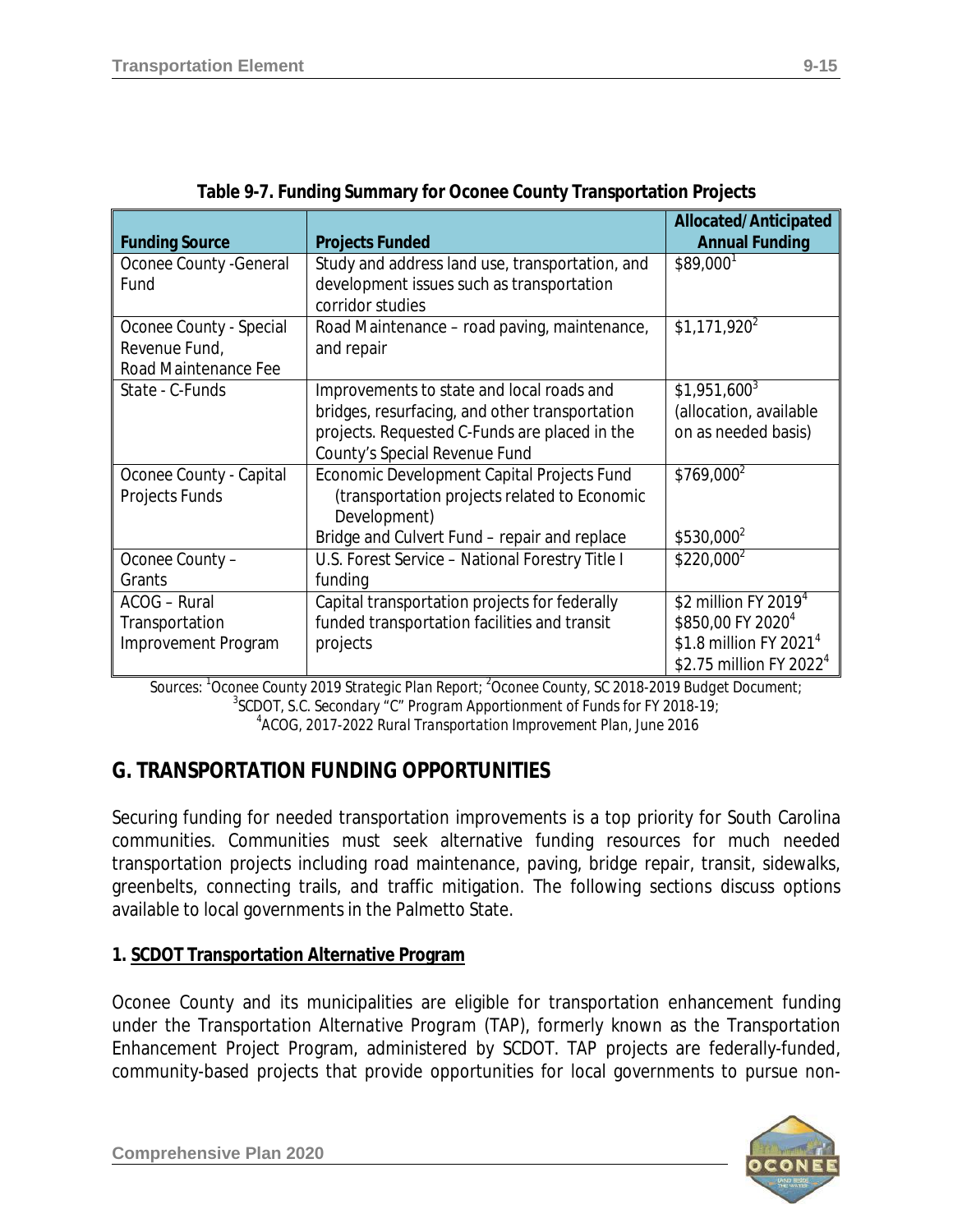**Table 9-7. Funding Summary for Oconee County Transportation Projects**

| Funding Source | Projects Funded | Allocated/Anticipated Annual Funding |
|---|---|---|
| Oconee County -General Fund | Study and address land use, transportation, and development issues such as transportation corridor studies | $89,000[1] |
| Oconee County - Special Revenue Fund, Road Maintenance Fee | Road Maintenance – road paving, maintenance, and repair | $1,171,920[2] |
| State - C-Funds | Improvements to state and local roads and bridges, resurfacing, and other transportation projects. Requested C-Funds are placed in the County's Special Revenue Fund | $1,951,600[3] (allocation, available on as needed basis) |
| Oconee County - Capital Projects Funds | Economic Development Capital Projects Fund (transportation projects related to Economic Development)<br>Bridge and Culvert Fund – repair and replace | $769,000[2]<br>$530,000[2] |
| Oconee County – Grants | U.S. Forest Service – National Forestry Title I funding | $220,000[2] |
| ACOG – Rural Transportation Improvement Program | Capital transportation projects for federally funded transportation facilities and transit projects | $2 million FY 2019[4]<br>$850,00 FY 2020[4]<br>$1.8 million FY 2021[4]<br>$2.75 million FY 2022[4] |

Sources: [1]Oconee County 2019 Strategic Plan Report; [2]Oconee County, SC 2018-2019 Budget Document; [3]SCDOT, S.C. Secondary "C" Program Apportionment of Funds for FY 2018-19; [4]ACOG, 2017-2022 Rural Transportation Improvement Plan, June 2016

## G. TRANSPORTATION FUNDING OPPORTUNITIES

Securing funding for needed transportation improvements is a top priority for South Carolina communities. Communities must seek alternative funding resources for much needed transportation projects including road maintenance, paving, bridge repair, transit, sidewalks, greenbelts, connecting trails, and traffic mitigation. The following sections discuss options available to local governments in the Palmetto State.

### 1. SCDOT Transportation Alternative Program

Oconee County and its municipalities are eligible for transportation enhancement funding under the Transportation Alternative Program (TAP), formerly known as the Transportation Enhancement Project Program, administered by SCDOT. TAP projects are federally-funded, community-based projects that provide opportunities for local governments to pursue non-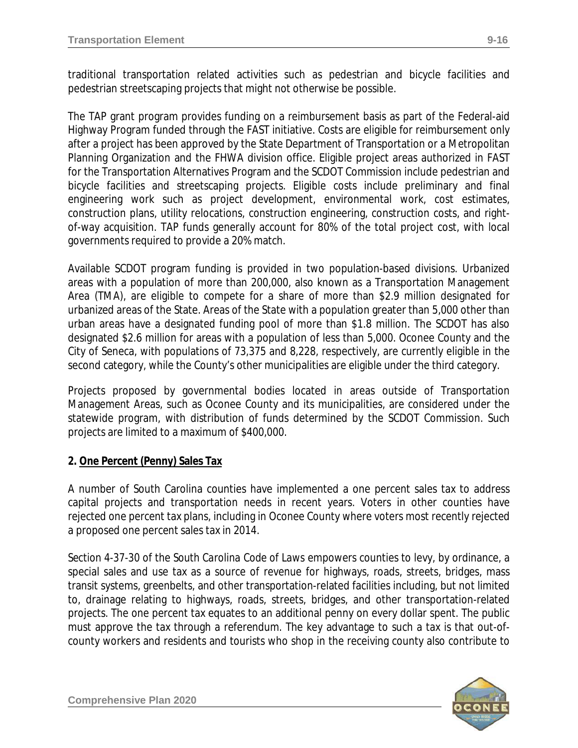traditional transportation related activities such as pedestrian and bicycle facilities and pedestrian streetscaping projects that might not otherwise be possible.

The TAP grant program provides funding on a reimbursement basis as part of the Federal-aid Highway Program funded through the FAST initiative. Costs are eligible for reimbursement only after a project has been approved by the State Department of Transportation or a Metropolitan Planning Organization and the FHWA division office. Eligible project areas authorized in FAST for the Transportation Alternatives Program and the SCDOT Commission include pedestrian and bicycle facilities and streetscaping projects. Eligible costs include preliminary and final engineering work such as project development, environmental work, cost estimates, construction plans, utility relocations, construction engineering, construction costs, and right-of-way acquisition. TAP funds generally account for 80% of the total project cost, with local governments required to provide a 20% match.

Available SCDOT program funding is provided in two population-based divisions. Urbanized areas with a population of more than 200,000, also known as a Transportation Management Area (TMA), are eligible to compete for a share of more than $2.9 million designated for urbanized areas of the State. Areas of the State with a population greater than 5,000 other than urban areas have a designated funding pool of more than $1.8 million. The SCDOT has also designated $2.6 million for areas with a population of less than 5,000. Oconee County and the City of Seneca, with populations of 73,375 and 8,228, respectively, are currently eligible in the second category, while the County's other municipalities are eligible under the third category.

Projects proposed by governmental bodies located in areas outside of Transportation Management Areas, such as Oconee County and its municipalities, are considered under the statewide program, with distribution of funds determined by the SCDOT Commission. Such projects are limited to a maximum of $400,000.

**2. One Percent (Penny) Sales Tax**

A number of South Carolina counties have implemented a one percent sales tax to address capital projects and transportation needs in recent years. Voters in other counties have rejected one percent tax plans, including in Oconee County where voters most recently rejected a proposed one percent sales tax in 2014.

Section 4-37-30 of the South Carolina Code of Laws empowers counties to levy, by ordinance, a special sales and use tax as a source of revenue for highways, roads, streets, bridges, mass transit systems, greenbelts, and other transportation-related facilities including, but not limited to, drainage relating to highways, roads, streets, bridges, and other transportation-related projects. The one percent tax equates to an additional penny on every dollar spent. The public must approve the tax through a referendum. The key advantage to such a tax is that out-of-county workers and residents and tourists who shop in the receiving county also contribute to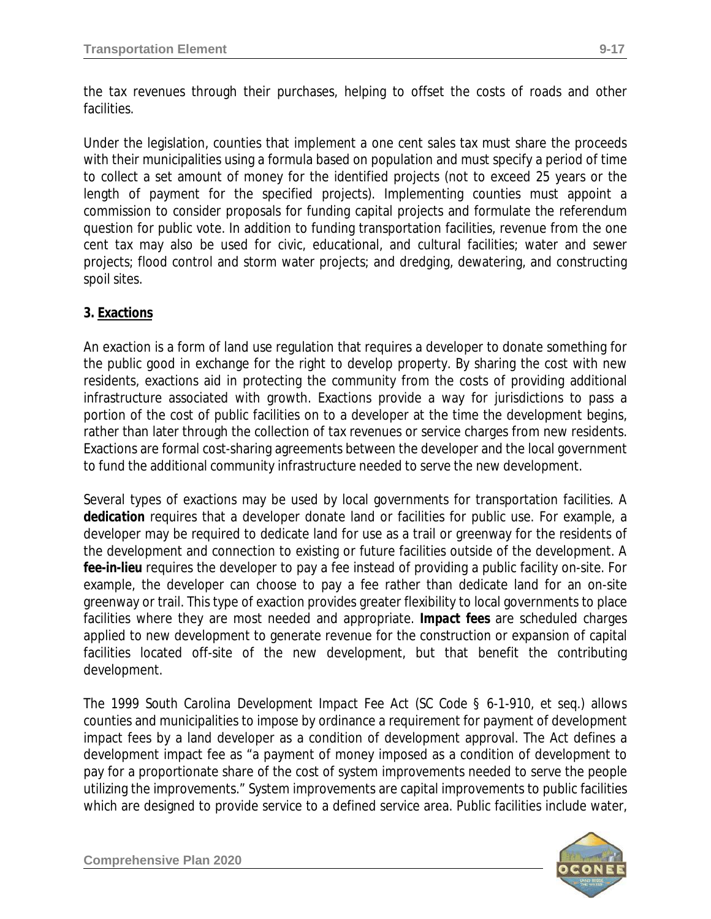the tax revenues through their purchases, helping to offset the costs of roads and other facilities.

Under the legislation, counties that implement a one cent sales tax must share the proceeds with their municipalities using a formula based on population and must specify a period of time to collect a set amount of money for the identified projects (not to exceed 25 years or the length of payment for the specified projects). Implementing counties must appoint a commission to consider proposals for funding capital projects and formulate the referendum question for public vote. In addition to funding transportation facilities, revenue from the one cent tax may also be used for civic, educational, and cultural facilities; water and sewer projects; flood control and storm water projects; and dredging, dewatering, and constructing spoil sites.

**3. Exactions**

An exaction is a form of land use regulation that requires a developer to donate something for the public good in exchange for the right to develop property. By sharing the cost with new residents, exactions aid in protecting the community from the costs of providing additional infrastructure associated with growth. Exactions provide a way for jurisdictions to pass a portion of the cost of public facilities on to a developer at the time the development begins, rather than later through the collection of tax revenues or service charges from new residents. Exactions are formal cost-sharing agreements between the developer and the local government to fund the additional community infrastructure needed to serve the new development.

Several types of exactions may be used by local governments for transportation facilities. A **dedication** requires that a developer donate land or facilities for public use. For example, a developer may be required to dedicate land for use as a trail or greenway for the residents of the development and connection to existing or future facilities outside of the development. A **fee-in-lieu** requires the developer to pay a fee instead of providing a public facility on-site. For example, the developer can choose to pay a fee rather than dedicate land for an on-site greenway or trail. This type of exaction provides greater flexibility to local governments to place facilities where they are most needed and appropriate. **Impact fees** are scheduled charges applied to new development to generate revenue for the construction or expansion of capital facilities located off-site of the new development, but that benefit the contributing development.

The 1999 South Carolina Development Impact Fee Act (SC Code § 6-1-910, et seq.) allows counties and municipalities to impose by ordinance a requirement for payment of development impact fees by a land developer as a condition of development approval. The Act defines a development impact fee as "a payment of money imposed as a condition of development to pay for a proportionate share of the cost of system improvements needed to serve the people utilizing the improvements." System improvements are capital improvements to public facilities which are designed to provide service to a defined service area. Public facilities include water,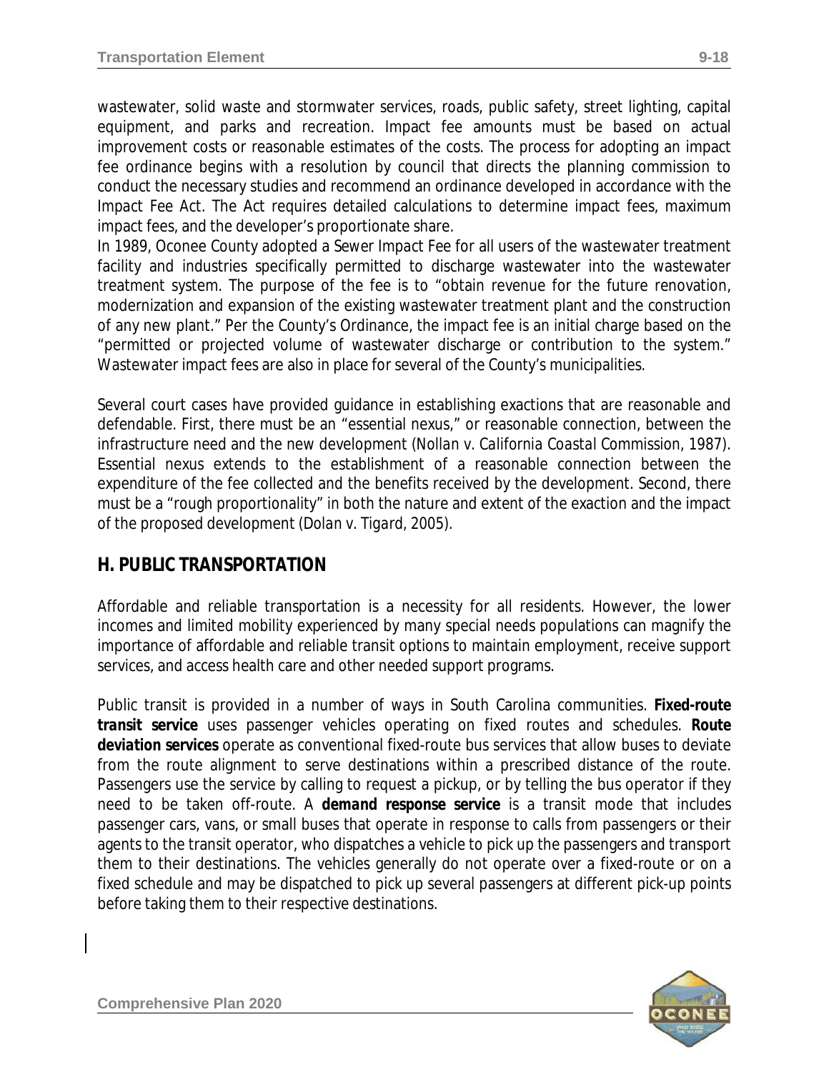wastewater, solid waste and stormwater services, roads, public safety, street lighting, capital equipment, and parks and recreation. Impact fee amounts must be based on actual improvement costs or reasonable estimates of the costs. The process for adopting an impact fee ordinance begins with a resolution by council that directs the planning commission to conduct the necessary studies and recommend an ordinance developed in accordance with the Impact Fee Act. The Act requires detailed calculations to determine impact fees, maximum impact fees, and the developer's proportionate share.

In 1989, Oconee County adopted a Sewer Impact Fee for all users of the wastewater treatment facility and industries specifically permitted to discharge wastewater into the wastewater treatment system. The purpose of the fee is to "obtain revenue for the future renovation, modernization and expansion of the existing wastewater treatment plant and the construction of any new plant." Per the County's Ordinance, the impact fee is an initial charge based on the "permitted or projected volume of wastewater discharge or contribution to the system." Wastewater impact fees are also in place for several of the County's municipalities.

Several court cases have provided guidance in establishing exactions that are reasonable and defendable. First, there must be an "essential nexus," or reasonable connection, between the infrastructure need and the new development (*Nollan v. California Coastal Commission*, 1987). Essential nexus extends to the establishment of a reasonable connection between the expenditure of the fee collected and the benefits received by the development. Second, there must be a "rough proportionality" in both the nature and extent of the exaction and the impact of the proposed development (*Dolan v. Tigard*, 2005).

## H. PUBLIC TRANSPORTATION

Affordable and reliable transportation is a necessity for all residents. However, the lower incomes and limited mobility experienced by many special needs populations can magnify the importance of affordable and reliable transit options to maintain employment, receive support services, and access health care and other needed support programs.

Public transit is provided in a number of ways in South Carolina communities. ***Fixed-route transit service*** uses passenger vehicles operating on fixed routes and schedules. ***Route deviation services*** operate as conventional fixed-route bus services that allow buses to deviate from the route alignment to serve destinations within a prescribed distance of the route. Passengers use the service by calling to request a pickup, or by telling the bus operator if they need to be taken off-route. A ***demand response service*** is a transit mode that includes passenger cars, vans, or small buses that operate in response to calls from passengers or their agents to the transit operator, who dispatches a vehicle to pick up the passengers and transport them to their destinations. The vehicles generally do not operate over a fixed-route or on a fixed schedule and may be dispatched to pick up several passengers at different pick-up points before taking them to their respective destinations.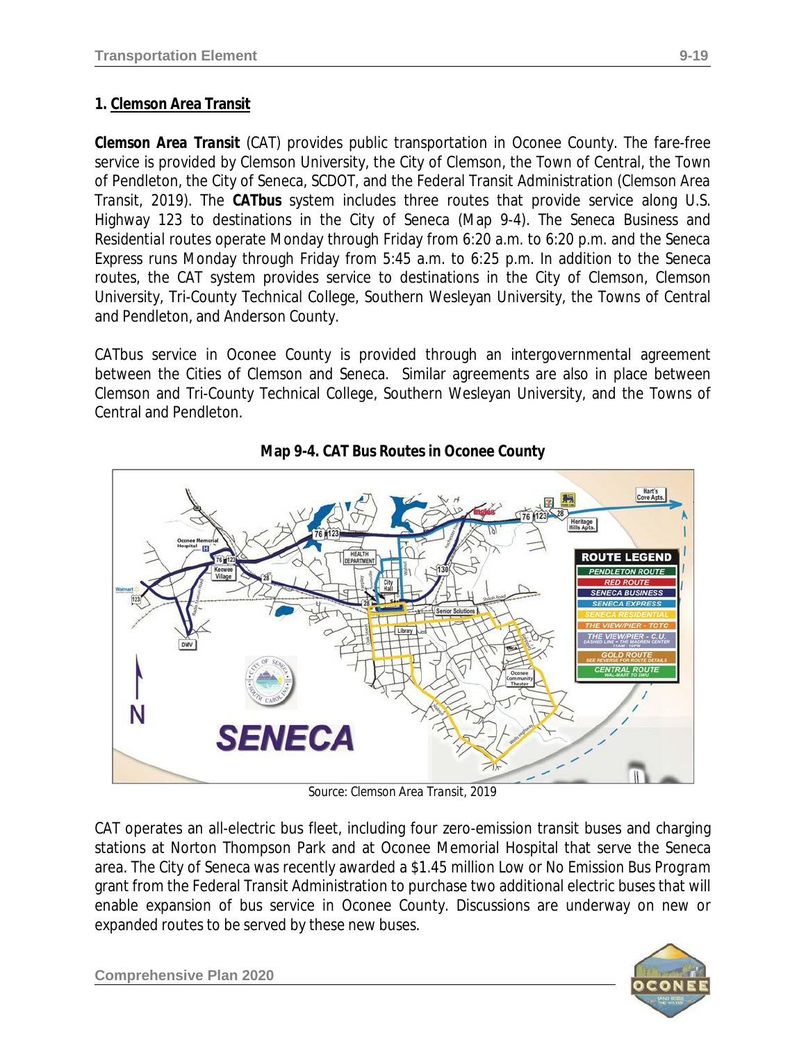## 1. Clemson Area Transit

**Clemson Area Transit** (CAT) provides public transportation in Oconee County. The fare-free service is provided by Clemson University, the City of Clemson, the Town of Central, the Town of Pendleton, the City of Seneca, SCDOT, and the Federal Transit Administration (Clemson Area Transit, 2019). The **CATbus** system includes three routes that provide service along U.S. Highway 123 to destinations in the City of Seneca (Map 9-4). The Seneca Business and Residential routes operate Monday through Friday from 6:20 a.m. to 6:20 p.m. and the Seneca Express runs Monday through Friday from 5:45 a.m. to 6:25 p.m. In addition to the Seneca routes, the CAT system provides service to destinations in the City of Clemson, Clemson University, Tri-County Technical College, Southern Wesleyan University, the Towns of Central and Pendleton, and Anderson County.

CATbus service in Oconee County is provided through an intergovernmental agreement between the Cities of Clemson and Seneca. Similar agreements are also in place between Clemson and Tri-County Technical College, Southern Wesleyan University, and the Towns of Central and Pendleton.

**Map 9-4. CAT Bus Routes in Oconee County**

*Source: Clemson Area Transit, 2019*

CAT operates an all-electric bus fleet, including four zero-emission transit buses and charging stations at Norton Thompson Park and at Oconee Memorial Hospital that serve the Seneca area. The City of Seneca was recently awarded a $1.45 million Low or No Emission Bus Program grant from the Federal Transit Administration to purchase two additional electric buses that will enable expansion of bus service in Oconee County. Discussions are underway on new or expanded routes to be served by these new buses.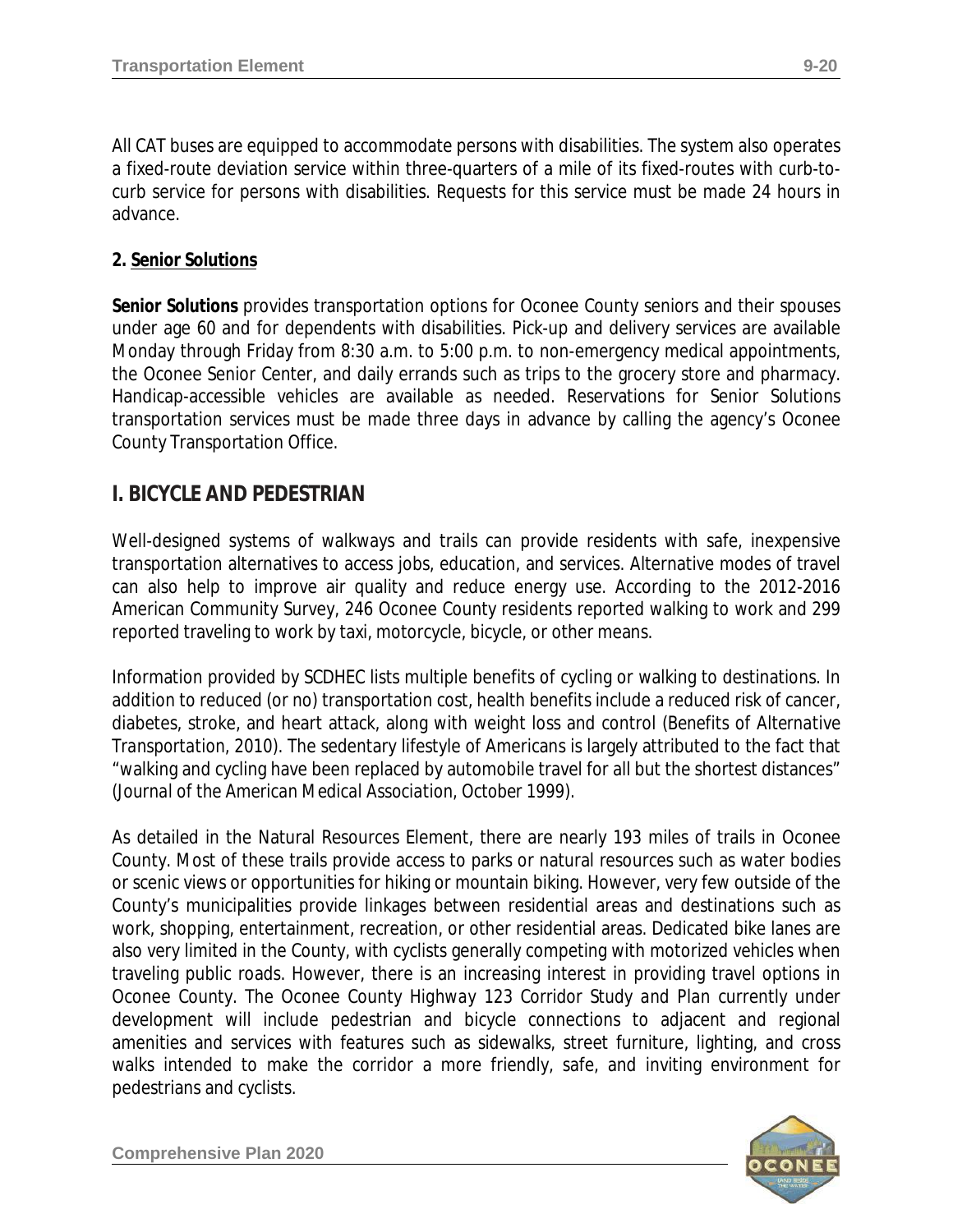All CAT buses are equipped to accommodate persons with disabilities. The system also operates a fixed-route deviation service within three-quarters of a mile of its fixed-routes with curb-to-curb service for persons with disabilities. Requests for this service must be made 24 hours in advance.

**2. Senior Solutions**

**Senior Solutions** provides transportation options for Oconee County seniors and their spouses under age 60 and for dependents with disabilities. Pick-up and delivery services are available Monday through Friday from 8:30 a.m. to 5:00 p.m. to non-emergency medical appointments, the Oconee Senior Center, and daily errands such as trips to the grocery store and pharmacy. Handicap-accessible vehicles are available as needed. Reservations for Senior Solutions transportation services must be made three days in advance by calling the agency's Oconee County Transportation Office.

## I. BICYCLE AND PEDESTRIAN

Well-designed systems of walkways and trails can provide residents with safe, inexpensive transportation alternatives to access jobs, education, and services. Alternative modes of travel can also help to improve air quality and reduce energy use. According to the 2012-2016 American Community Survey, 246 Oconee County residents reported walking to work and 299 reported traveling to work by taxi, motorcycle, bicycle, or other means.

Information provided by SCDHEC lists multiple benefits of cycling or walking to destinations. In addition to reduced (or no) transportation cost, health benefits include a reduced risk of cancer, diabetes, stroke, and heart attack, along with weight loss and control (*Benefits of Alternative Transportation*, 2010). The sedentary lifestyle of Americans is largely attributed to the fact that "walking and cycling have been replaced by automobile travel for all but the shortest distances" (*Journal of the American Medical Association*, October 1999).

As detailed in the Natural Resources Element, there are nearly 193 miles of trails in Oconee County. Most of these trails provide access to parks or natural resources such as water bodies or scenic views or opportunities for hiking or mountain biking. However, very few outside of the County's municipalities provide linkages between residential areas and destinations such as work, shopping, entertainment, recreation, or other residential areas. Dedicated bike lanes are also very limited in the County, with cyclists generally competing with motorized vehicles when traveling public roads. However, there is an increasing interest in providing travel options in Oconee County. The *Oconee County Highway 123 Corridor Study and Plan* currently under development will include pedestrian and bicycle connections to adjacent and regional amenities and services with features such as sidewalks, street furniture, lighting, and cross walks intended to make the corridor a more friendly, safe, and inviting environment for pedestrians and cyclists.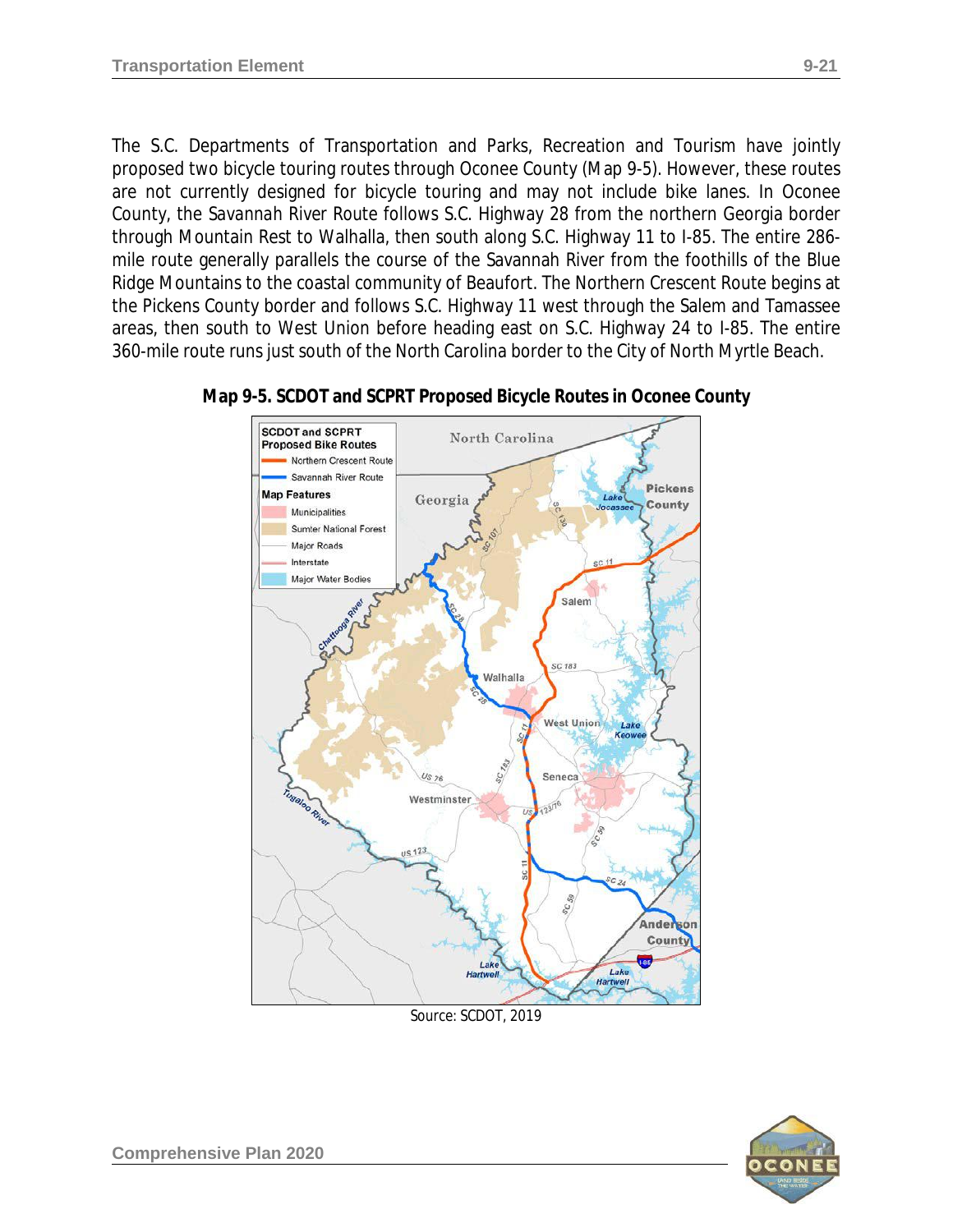The S.C. Departments of Transportation and Parks, Recreation and Tourism have jointly proposed two bicycle touring routes through Oconee County (Map 9-5). However, these routes are not currently designed for bicycle touring and may not include bike lanes. In Oconee County, the Savannah River Route follows S.C. Highway 28 from the northern Georgia border through Mountain Rest to Walhalla, then south along S.C. Highway 11 to I-85. The entire 286-mile route generally parallels the course of the Savannah River from the foothills of the Blue Ridge Mountains to the coastal community of Beaufort. The Northern Crescent Route begins at the Pickens County border and follows S.C. Highway 11 west through the Salem and Tamassee areas, then south to West Union before heading east on S.C. Highway 24 to I-85. The entire 360-mile route runs just south of the North Carolina border to the City of North Myrtle Beach.

**Map 9-5. SCDOT and SCPRT Proposed Bicycle Routes in Oconee County**

Source: SCDOT, 2019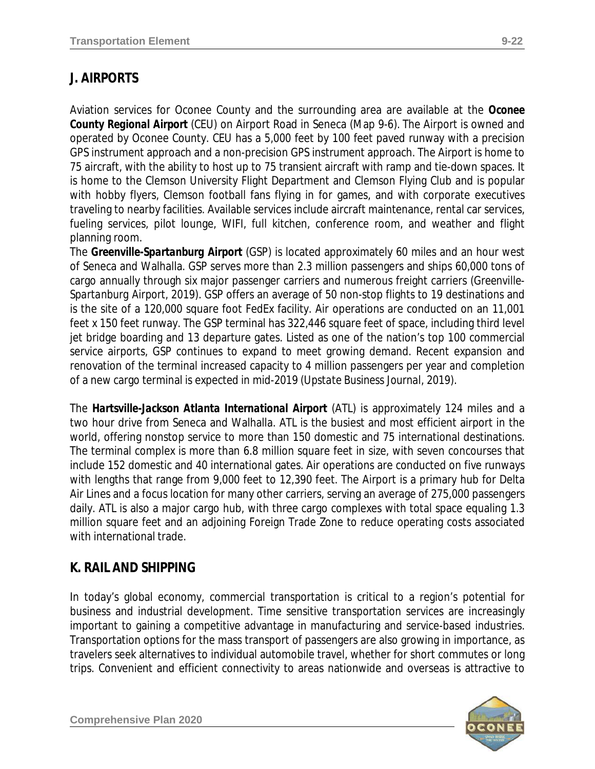## J. AIRPORTS

Aviation services for Oconee County and the surrounding area are available at the **Oconee County Regional Airport** (CEU) on Airport Road in Seneca (Map 9-6). The Airport is owned and operated by Oconee County. CEU has a 5,000 feet by 100 feet paved runway with a precision GPS instrument approach and a non-precision GPS instrument approach. The Airport is home to 75 aircraft, with the ability to host up to 75 transient aircraft with ramp and tie-down spaces. It is home to the Clemson University Flight Department and Clemson Flying Club and is popular with hobby flyers, Clemson football fans flying in for games, and with corporate executives traveling to nearby facilities. Available services include aircraft maintenance, rental car services, fueling services, pilot lounge, WIFI, full kitchen, conference room, and weather and flight planning room.

The **Greenville-Spartanburg Airport** (GSP) is located approximately 60 miles and an hour west of Seneca and Walhalla. GSP serves more than 2.3 million passengers and ships 60,000 tons of cargo annually through six major passenger carriers and numerous freight carriers (Greenville-Spartanburg Airport, 2019). GSP offers an average of 50 non-stop flights to 19 destinations and is the site of a 120,000 square foot FedEx facility. Air operations are conducted on an 11,001 feet x 150 feet runway. The GSP terminal has 322,446 square feet of space, including third level jet bridge boarding and 13 departure gates. Listed as one of the nation's top 100 commercial service airports, GSP continues to expand to meet growing demand. Recent expansion and renovation of the terminal increased capacity to 4 million passengers per year and completion of a new cargo terminal is expected in mid-2019 (*Upstate Business Journal*, 2019).

The **Hartsville-Jackson Atlanta International Airport** (ATL) is approximately 124 miles and a two hour drive from Seneca and Walhalla. ATL is the busiest and most efficient airport in the world, offering nonstop service to more than 150 domestic and 75 international destinations. The terminal complex is more than 6.8 million square feet in size, with seven concourses that include 152 domestic and 40 international gates. Air operations are conducted on five runways with lengths that range from 9,000 feet to 12,390 feet. The Airport is a primary hub for Delta Air Lines and a focus location for many other carriers, serving an average of 275,000 passengers daily. ATL is also a major cargo hub, with three cargo complexes with total space equaling 1.3 million square feet and an adjoining Foreign Trade Zone to reduce operating costs associated with international trade.

## K. RAIL AND SHIPPING

In today's global economy, commercial transportation is critical to a region's potential for business and industrial development. Time sensitive transportation services are increasingly important to gaining a competitive advantage in manufacturing and service-based industries. Transportation options for the mass transport of passengers are also growing in importance, as travelers seek alternatives to individual automobile travel, whether for short commutes or long trips. Convenient and efficient connectivity to areas nationwide and overseas is attractive to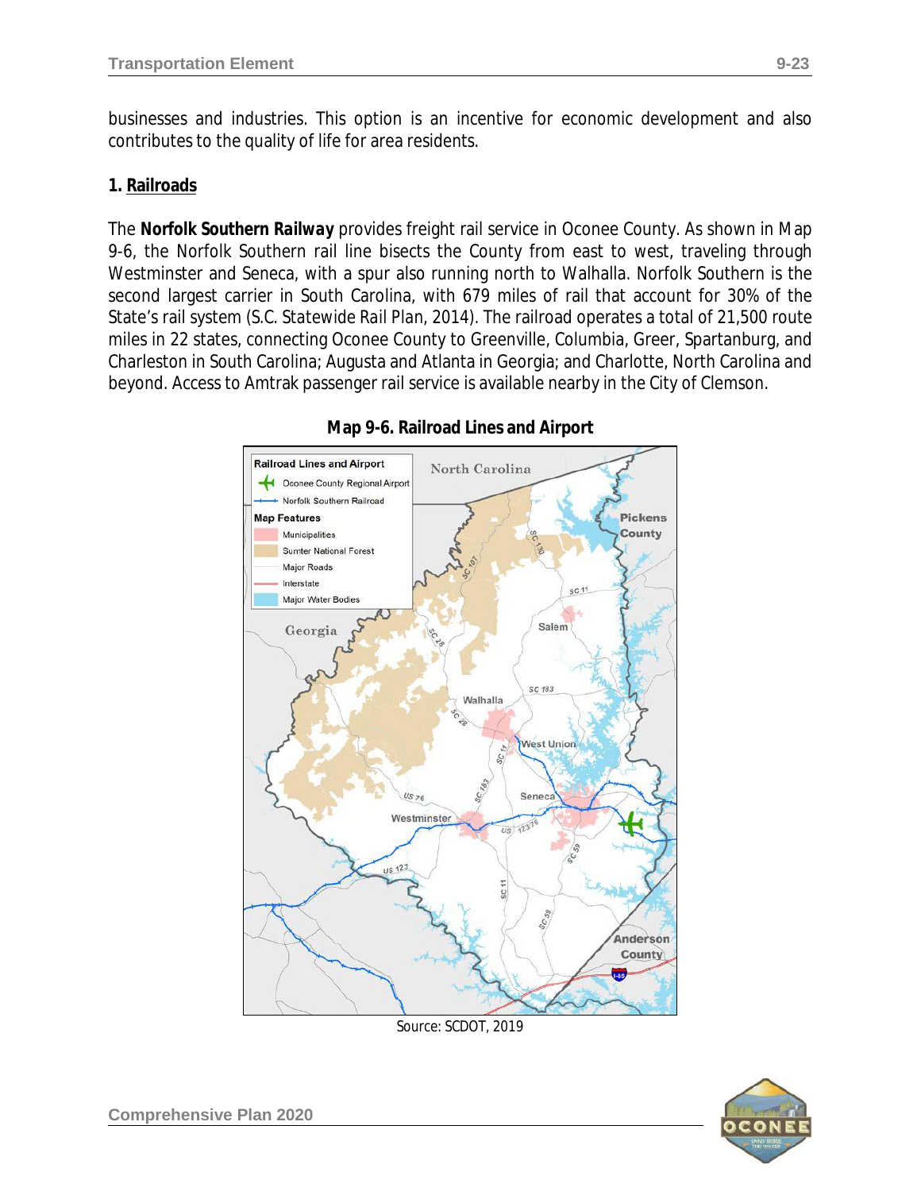businesses and industries. This option is an incentive for economic development and also contributes to the quality of life for area residents.

### 1. Railroads

The **Norfolk Southern Railway** provides freight rail service in Oconee County. As shown in Map 9-6, the Norfolk Southern rail line bisects the County from east to west, traveling through Westminster and Seneca, with a spur also running north to Walhalla. Norfolk Southern is the second largest carrier in South Carolina, with 679 miles of rail that account for 30% of the State's rail system (S.C. Statewide Rail Plan, 2014). The railroad operates a total of 21,500 route miles in 22 states, connecting Oconee County to Greenville, Columbia, Greer, Spartanburg, and Charleston in South Carolina; Augusta and Atlanta in Georgia; and Charlotte, North Carolina and beyond. Access to Amtrak passenger rail service is available nearby in the City of Clemson.

**Map 9-6. Railroad Lines and Airport**

Source: SCDOT, 2019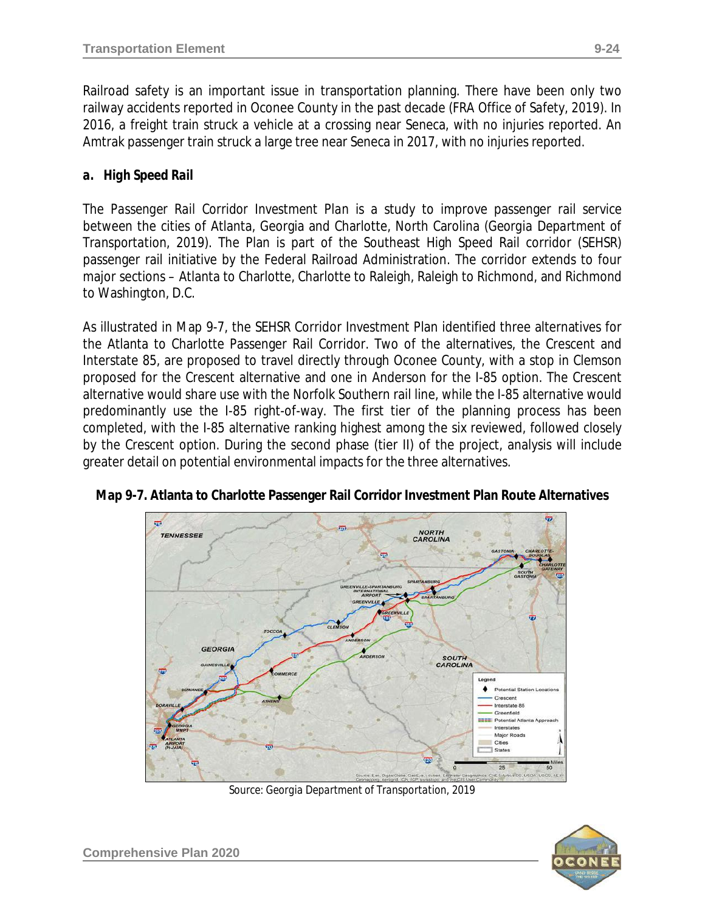Railroad safety is an important issue in transportation planning. There have been only two railway accidents reported in Oconee County in the past decade (FRA Office of Safety, 2019). In 2016, a freight train struck a vehicle at a crossing near Seneca, with no injuries reported. An Amtrak passenger train struck a large tree near Seneca in 2017, with no injuries reported.

### a. High Speed Rail

The *Passenger Rail Corridor Investment Plan* is a study to improve passenger rail service between the cities of Atlanta, Georgia and Charlotte, North Carolina (Georgia Department of Transportation, 2019). The Plan is part of the Southeast High Speed Rail corridor (SEHSR) passenger rail initiative by the Federal Railroad Administration. The corridor extends to four major sections – Atlanta to Charlotte, Charlotte to Raleigh, Raleigh to Richmond, and Richmond to Washington, D.C.

As illustrated in Map 9-7, the SEHSR Corridor Investment Plan identified three alternatives for the Atlanta to Charlotte Passenger Rail Corridor. Two of the alternatives, the Crescent and Interstate 85, are proposed to travel directly through Oconee County, with a stop in Clemson proposed for the Crescent alternative and one in Anderson for the I-85 option. The Crescent alternative would share use with the Norfolk Southern rail line, while the I-85 alternative would predominantly use the I-85 right-of-way. The first tier of the planning process has been completed, with the I-85 alternative ranking highest among the six reviewed, followed closely by the Crescent option. During the second phase (tier II) of the project, analysis will include greater detail on potential environmental impacts for the three alternatives.

**Map 9-7. Atlanta to Charlotte Passenger Rail Corridor Investment Plan Route Alternatives**

*Source: Georgia Department of Transportation, 2019*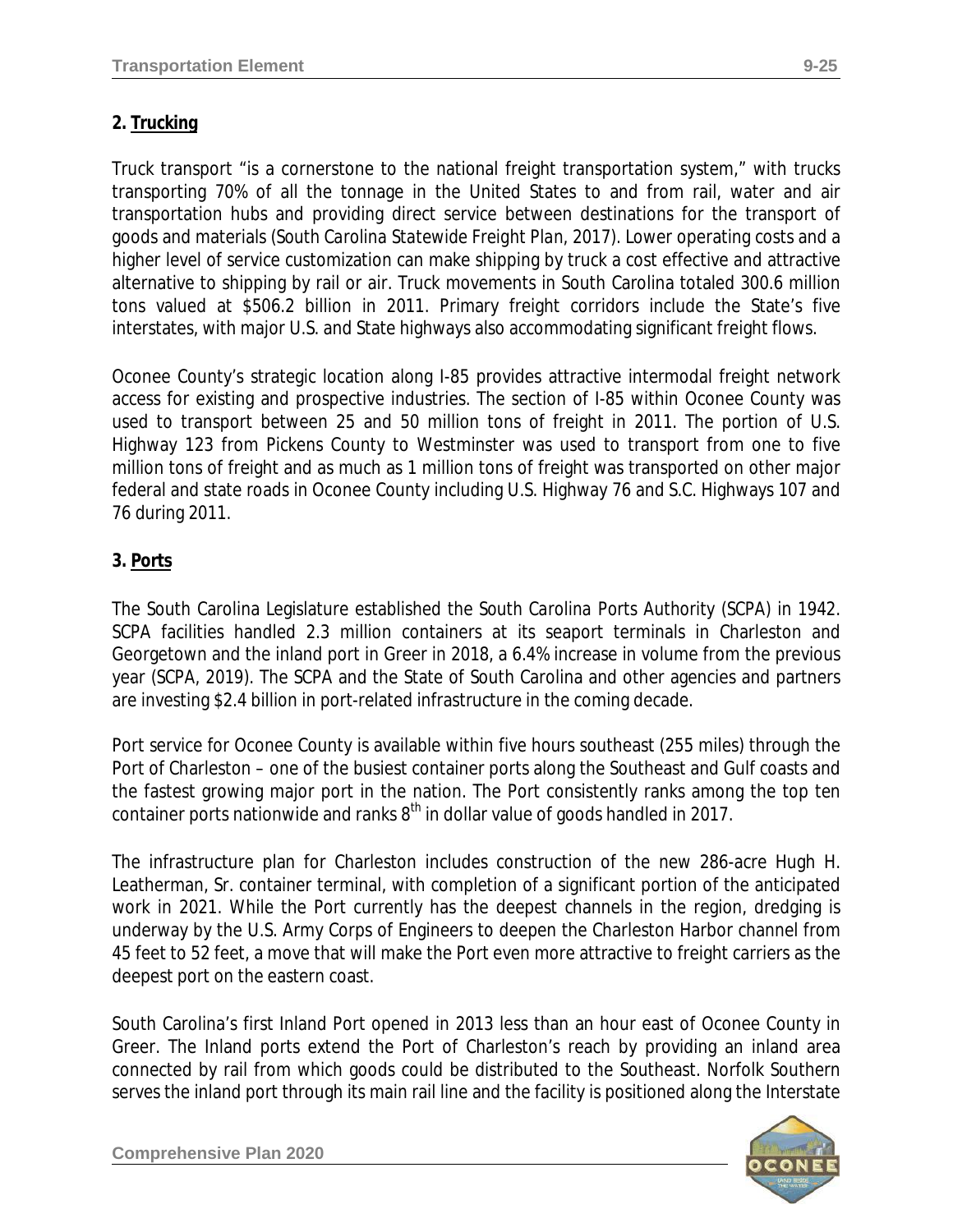## 2. Trucking

Truck transport "is a cornerstone to the national freight transportation system," with trucks transporting 70% of all the tonnage in the United States to and from rail, water and air transportation hubs and providing direct service between destinations for the transport of goods and materials (*South Carolina Statewide Freight Plan, 2017*). Lower operating costs and a higher level of service customization can make shipping by truck a cost effective and attractive alternative to shipping by rail or air. Truck movements in South Carolina totaled 300.6 million tons valued at $506.2 billion in 2011. Primary freight corridors include the State's five interstates, with major U.S. and State highways also accommodating significant freight flows.

Oconee County's strategic location along I-85 provides attractive intermodal freight network access for existing and prospective industries. The section of I-85 within Oconee County was used to transport between 25 and 50 million tons of freight in 2011. The portion of U.S. Highway 123 from Pickens County to Westminster was used to transport from one to five million tons of freight and as much as 1 million tons of freight was transported on other major federal and state roads in Oconee County including U.S. Highway 76 and S.C. Highways 107 and 76 during 2011.

## 3. Ports

The South Carolina Legislature established the *South Carolina Ports Authority* (SCPA) in 1942. SCPA facilities handled 2.3 million containers at its seaport terminals in Charleston and Georgetown and the inland port in Greer in 2018, a 6.4% increase in volume from the previous year (SCPA, 2019). The SCPA and the State of South Carolina and other agencies and partners are investing $2.4 billion in port-related infrastructure in the coming decade.

Port service for Oconee County is available within five hours southeast (255 miles) through the Port of Charleston – one of the busiest container ports along the Southeast and Gulf coasts and the fastest growing major port in the nation. The Port consistently ranks among the top ten container ports nationwide and ranks 8th in dollar value of goods handled in 2017.

The infrastructure plan for Charleston includes construction of the new 286-acre Hugh H. Leatherman, Sr. container terminal, with completion of a significant portion of the anticipated work in 2021. While the Port currently has the deepest channels in the region, dredging is underway by the U.S. Army Corps of Engineers to deepen the Charleston Harbor channel from 45 feet to 52 feet, a move that will make the Port even more attractive to freight carriers as the deepest port on the eastern coast.

South Carolina's first Inland Port opened in 2013 less than an hour east of Oconee County in Greer. The Inland ports extend the Port of Charleston's reach by providing an inland area connected by rail from which goods could be distributed to the Southeast. Norfolk Southern serves the inland port through its main rail line and the facility is positioned along the Interstate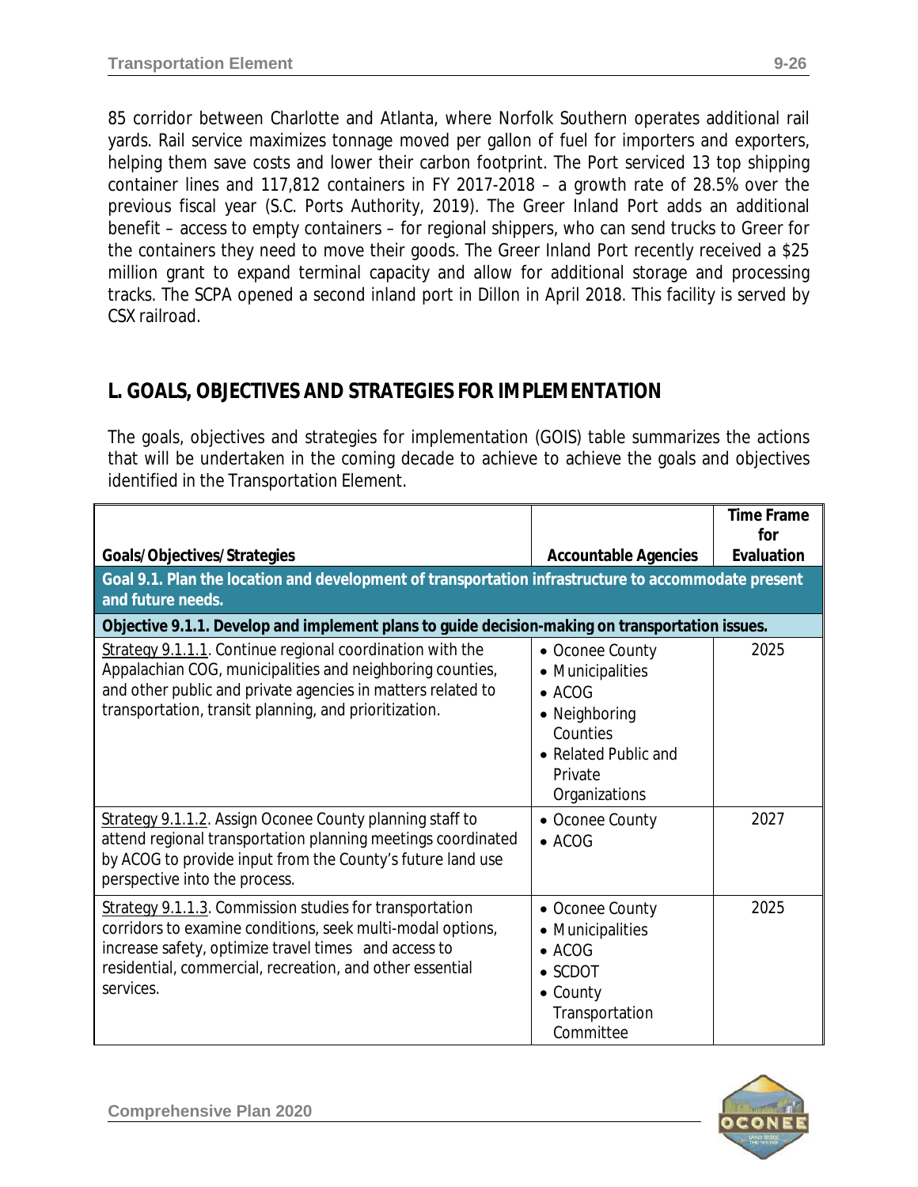85 corridor between Charlotte and Atlanta, where Norfolk Southern operates additional rail yards. Rail service maximizes tonnage moved per gallon of fuel for importers and exporters, helping them save costs and lower their carbon footprint. The Port serviced 13 top shipping container lines and 117,812 containers in FY 2017-2018 – a growth rate of 28.5% over the previous fiscal year (S.C. Ports Authority, 2019). The Greer Inland Port adds an additional benefit – access to empty containers – for regional shippers, who can send trucks to Greer for the containers they need to move their goods. The Greer Inland Port recently received a $25 million grant to expand terminal capacity and allow for additional storage and processing tracks. The SCPA opened a second inland port in Dillon in April 2018. This facility is served by CSX railroad.

## L. GOALS, OBJECTIVES AND STRATEGIES FOR IMPLEMENTATION

The goals, objectives and strategies for implementation (GOIS) table summarizes the actions that will be undertaken in the coming decade to achieve to achieve the goals and objectives identified in the Transportation Element.

| Goals/Objectives/Strategies | Accountable Agencies | Time Frame for Evaluation |
|---|---|---|
| **Goal 9.1. Plan the location and development of transportation infrastructure to accommodate present and future needs.** | | |
| **Objective 9.1.1. Develop and implement plans to guide decision-making on transportation issues.** | | |
| Strategy 9.1.1.1. Continue regional coordination with the Appalachian COG, municipalities and neighboring counties, and other public and private agencies in matters related to transportation, transit planning, and prioritization. | • Oconee County<br>• Municipalities<br>• ACOG<br>• Neighboring Counties<br>• Related Public and Private Organizations | 2025 |
| Strategy 9.1.1.2. Assign Oconee County planning staff to attend regional transportation planning meetings coordinated by ACOG to provide input from the County's future land use perspective into the process. | • Oconee County<br>• ACOG | 2027 |
| Strategy 9.1.1.3. Commission studies for transportation corridors to examine conditions, seek multi-modal options, increase safety, optimize travel times and access to residential, commercial, recreation, and other essential services. | • Oconee County<br>• Municipalities<br>• ACOG<br>• SCDOT<br>• County Transportation Committee | 2025 |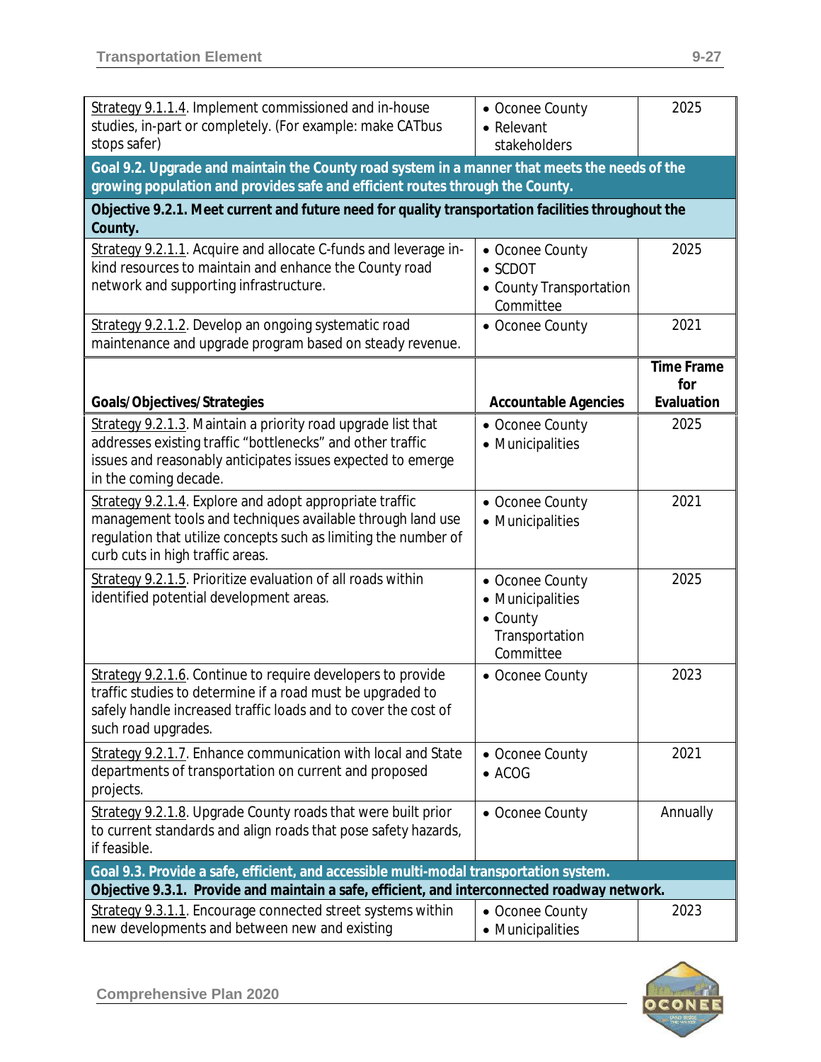| Goals/Objectives/Strategies | Accountable Agencies | Time Frame for Evaluation |
|---|---|---|
| Strategy 9.1.1.4. Implement commissioned and in-house studies, in-part or completely. (For example: make CATbus stops safer) | • Oconee County<br>• Relevant stakeholders | 2025 |
| **Goal 9.2. Upgrade and maintain the County road system in a manner that meets the needs of the growing population and provides safe and efficient routes through the County.** | | |
| **Objective 9.2.1. Meet current and future need for quality transportation facilities throughout the County.** | | |
| Strategy 9.2.1.1. Acquire and allocate C-funds and leverage in-kind resources to maintain and enhance the County road network and supporting infrastructure. | • Oconee County<br>• SCDOT<br>• County Transportation Committee | 2025 |
| Strategy 9.2.1.2. Develop an ongoing systematic road maintenance and upgrade program based on steady revenue. | • Oconee County | 2021 |
| Strategy 9.2.1.3. Maintain a priority road upgrade list that addresses existing traffic "bottlenecks" and other traffic issues and reasonably anticipates issues expected to emerge in the coming decade. | • Oconee County<br>• Municipalities | 2025 |
| Strategy 9.2.1.4. Explore and adopt appropriate traffic management tools and techniques available through land use regulation that utilize concepts such as limiting the number of curb cuts in high traffic areas. | • Oconee County<br>• Municipalities | 2021 |
| Strategy 9.2.1.5. Prioritize evaluation of all roads within identified potential development areas. | • Oconee County<br>• Municipalities<br>• County Transportation Committee | 2025 |
| Strategy 9.2.1.6. Continue to require developers to provide traffic studies to determine if a road must be upgraded to safely handle increased traffic loads and to cover the cost of such road upgrades. | • Oconee County | 2023 |
| Strategy 9.2.1.7. Enhance communication with local and State departments of transportation on current and proposed projects. | • Oconee County<br>• ACOG | 2021 |
| Strategy 9.2.1.8. Upgrade County roads that were built prior to current standards and align roads that pose safety hazards, if feasible. | • Oconee County | Annually |
| **Goal 9.3. Provide a safe, efficient, and accessible multi-modal transportation system.** | | |
| **Objective 9.3.1. Provide and maintain a safe, efficient, and interconnected roadway network.** | | |
| Strategy 9.3.1.1. Encourage connected street systems within new developments and between new and existing | • Oconee County<br>• Municipalities | 2023 |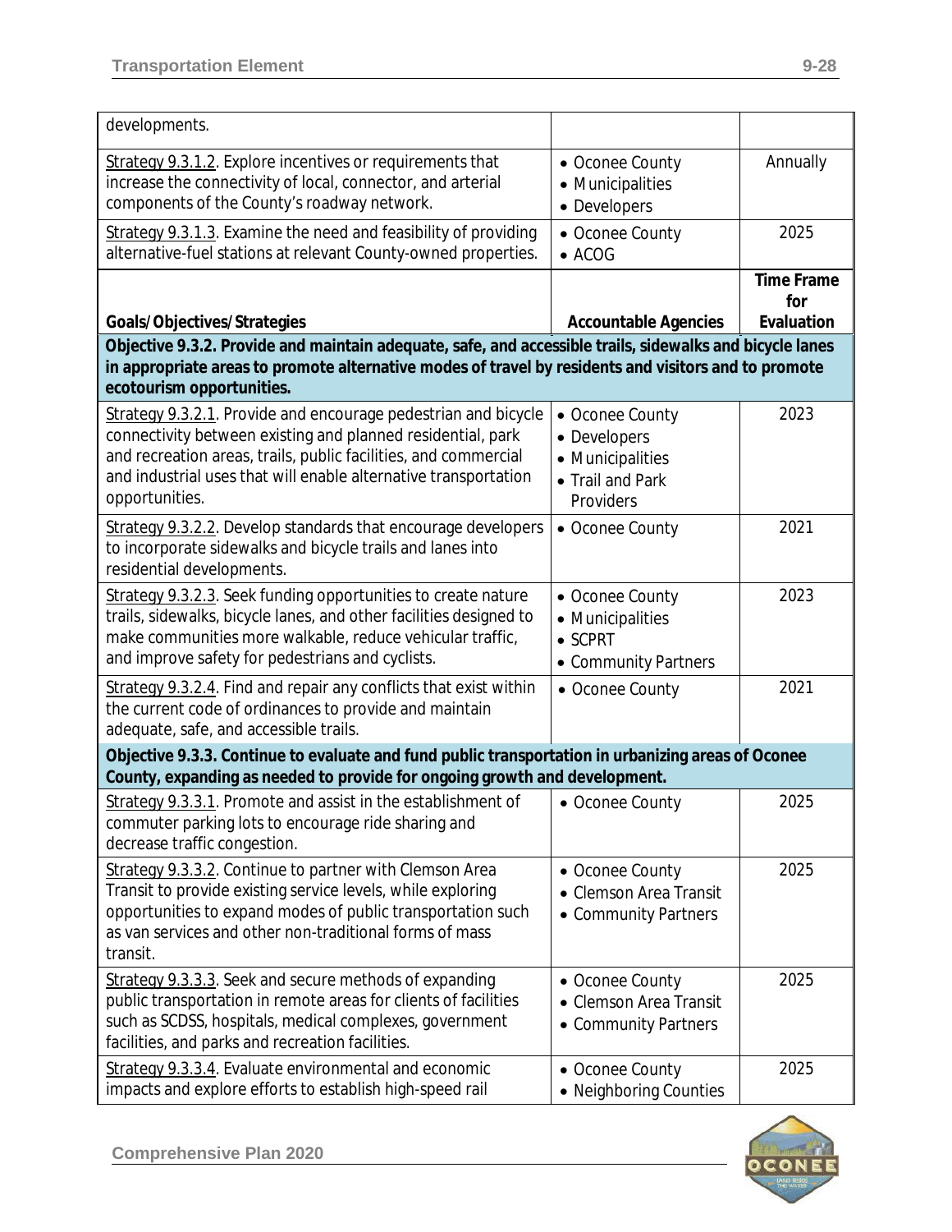| | | |
|---|---|---|
| developments. | | |
| Strategy 9.3.1.2. Explore incentives or requirements that increase the connectivity of local, connector, and arterial components of the County's roadway network. | • Oconee County<br>• Municipalities<br>• Developers | Annually |
| Strategy 9.3.1.3. Examine the need and feasibility of providing alternative-fuel stations at relevant County-owned properties. | • Oconee County<br>• ACOG | 2025 |
| **Goals/Objectives/Strategies** | **Accountable Agencies** | **Time Frame for Evaluation** |
| **Objective 9.3.2. Provide and maintain adequate, safe, and accessible trails, sidewalks and bicycle lanes in appropriate areas to promote alternative modes of travel by residents and visitors and to promote ecotourism opportunities.** | | |
| Strategy 9.3.2.1. Provide and encourage pedestrian and bicycle connectivity between existing and planned residential, park and recreation areas, trails, public facilities, and commercial and industrial uses that will enable alternative transportation opportunities. | • Oconee County<br>• Developers<br>• Municipalities<br>• Trail and Park Providers | 2023 |
| Strategy 9.3.2.2. Develop standards that encourage developers to incorporate sidewalks and bicycle trails and lanes into residential developments. | • Oconee County | 2021 |
| Strategy 9.3.2.3. Seek funding opportunities to create nature trails, sidewalks, bicycle lanes, and other facilities designed to make communities more walkable, reduce vehicular traffic, and improve safety for pedestrians and cyclists. | • Oconee County<br>• Municipalities<br>• SCPRT<br>• Community Partners | 2023 |
| Strategy 9.3.2.4. Find and repair any conflicts that exist within the current code of ordinances to provide and maintain adequate, safe, and accessible trails. | • Oconee County | 2021 |
| **Objective 9.3.3. Continue to evaluate and fund public transportation in urbanizing areas of Oconee County, expanding as needed to provide for ongoing growth and development.** | | |
| Strategy 9.3.3.1. Promote and assist in the establishment of commuter parking lots to encourage ride sharing and decrease traffic congestion. | • Oconee County | 2025 |
| Strategy 9.3.3.2. Continue to partner with Clemson Area Transit to provide existing service levels, while exploring opportunities to expand modes of public transportation such as van services and other non-traditional forms of mass transit. | • Oconee County<br>• Clemson Area Transit<br>• Community Partners | 2025 |
| Strategy 9.3.3.3. Seek and secure methods of expanding public transportation in remote areas for clients of facilities such as SCDSS, hospitals, medical complexes, government facilities, and parks and recreation facilities. | • Oconee County<br>• Clemson Area Transit<br>• Community Partners | 2025 |
| Strategy 9.3.3.4. Evaluate environmental and economic impacts and explore efforts to establish high-speed rail | • Oconee County<br>• Neighboring Counties | 2025 |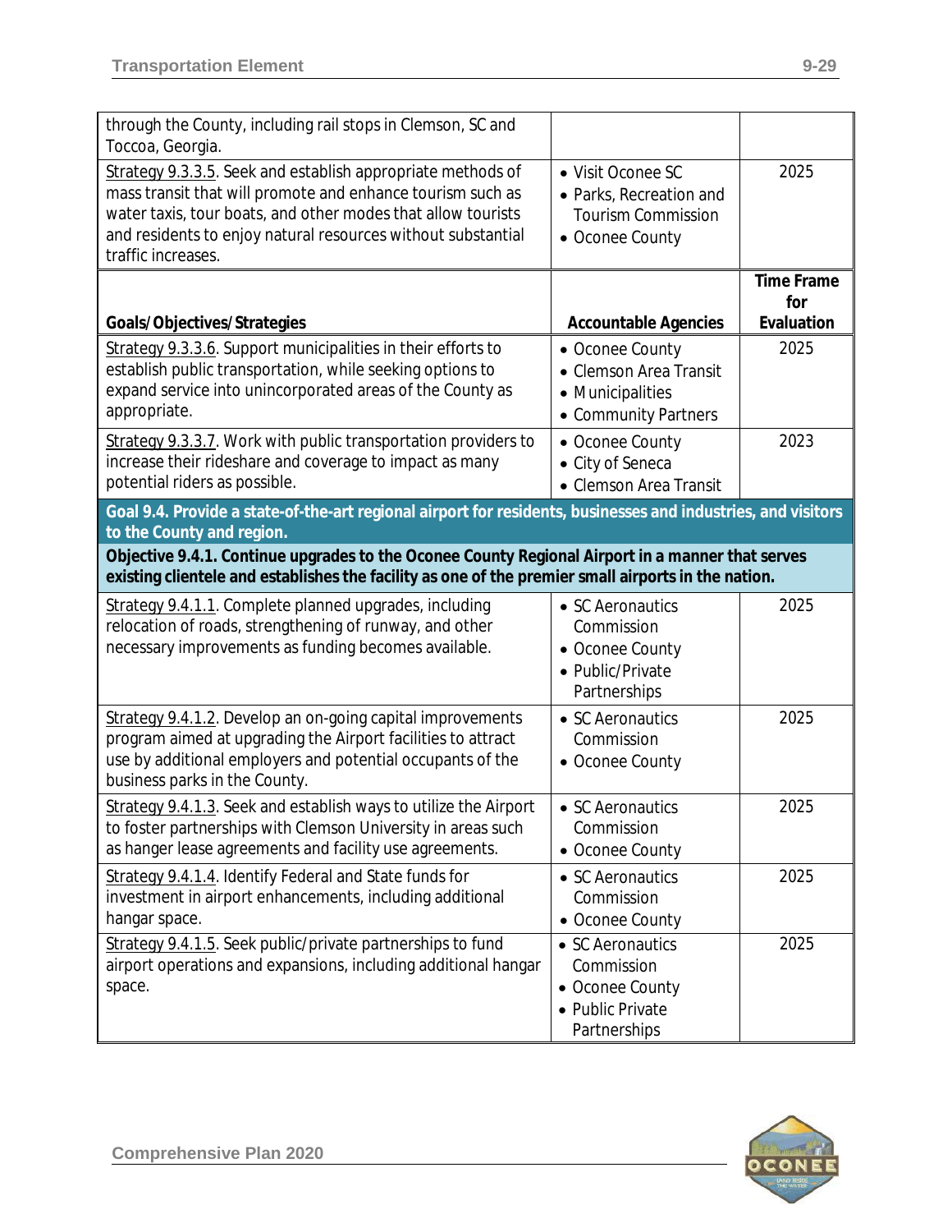| | | |
|---|---|---|
| through the County, including rail stops in Clemson, SC and Toccoa, Georgia. | | |
| Strategy 9.3.3.5. Seek and establish appropriate methods of mass transit that will promote and enhance tourism such as water taxis, tour boats, and other modes that allow tourists and residents to enjoy natural resources without substantial traffic increases. | • Visit Oconee SC<br>• Parks, Recreation and Tourism Commission<br>• Oconee County | 2025 |
| **Goals/Objectives/Strategies** | **Accountable Agencies** | **Time Frame for Evaluation** |
| Strategy 9.3.3.6. Support municipalities in their efforts to establish public transportation, while seeking options to expand service into unincorporated areas of the County as appropriate. | • Oconee County<br>• Clemson Area Transit<br>• Municipalities<br>• Community Partners | 2025 |
| Strategy 9.3.3.7. Work with public transportation providers to increase their rideshare and coverage to impact as many potential riders as possible. | • Oconee County<br>• City of Seneca<br>• Clemson Area Transit | 2023 |
| **Goal 9.4. Provide a state-of-the-art regional airport for residents, businesses and industries, and visitors to the County and region.** | | |
| **Objective 9.4.1. Continue upgrades to the Oconee County Regional Airport in a manner that serves existing clientele and establishes the facility as one of the premier small airports in the nation.** | | |
| Strategy 9.4.1.1. Complete planned upgrades, including relocation of roads, strengthening of runway, and other necessary improvements as funding becomes available. | • SC Aeronautics Commission<br>• Oconee County<br>• Public/Private Partnerships | 2025 |
| Strategy 9.4.1.2. Develop an on-going capital improvements program aimed at upgrading the Airport facilities to attract use by additional employers and potential occupants of the business parks in the County. | • SC Aeronautics Commission<br>• Oconee County | 2025 |
| Strategy 9.4.1.3. Seek and establish ways to utilize the Airport to foster partnerships with Clemson University in areas such as hanger lease agreements and facility use agreements. | • SC Aeronautics Commission<br>• Oconee County | 2025 |
| Strategy 9.4.1.4. Identify Federal and State funds for investment in airport enhancements, including additional hangar space. | • SC Aeronautics Commission<br>• Oconee County | 2025 |
| Strategy 9.4.1.5. Seek public/private partnerships to fund airport operations and expansions, including additional hangar space. | • SC Aeronautics Commission<br>• Oconee County<br>• Public Private Partnerships | 2025 |